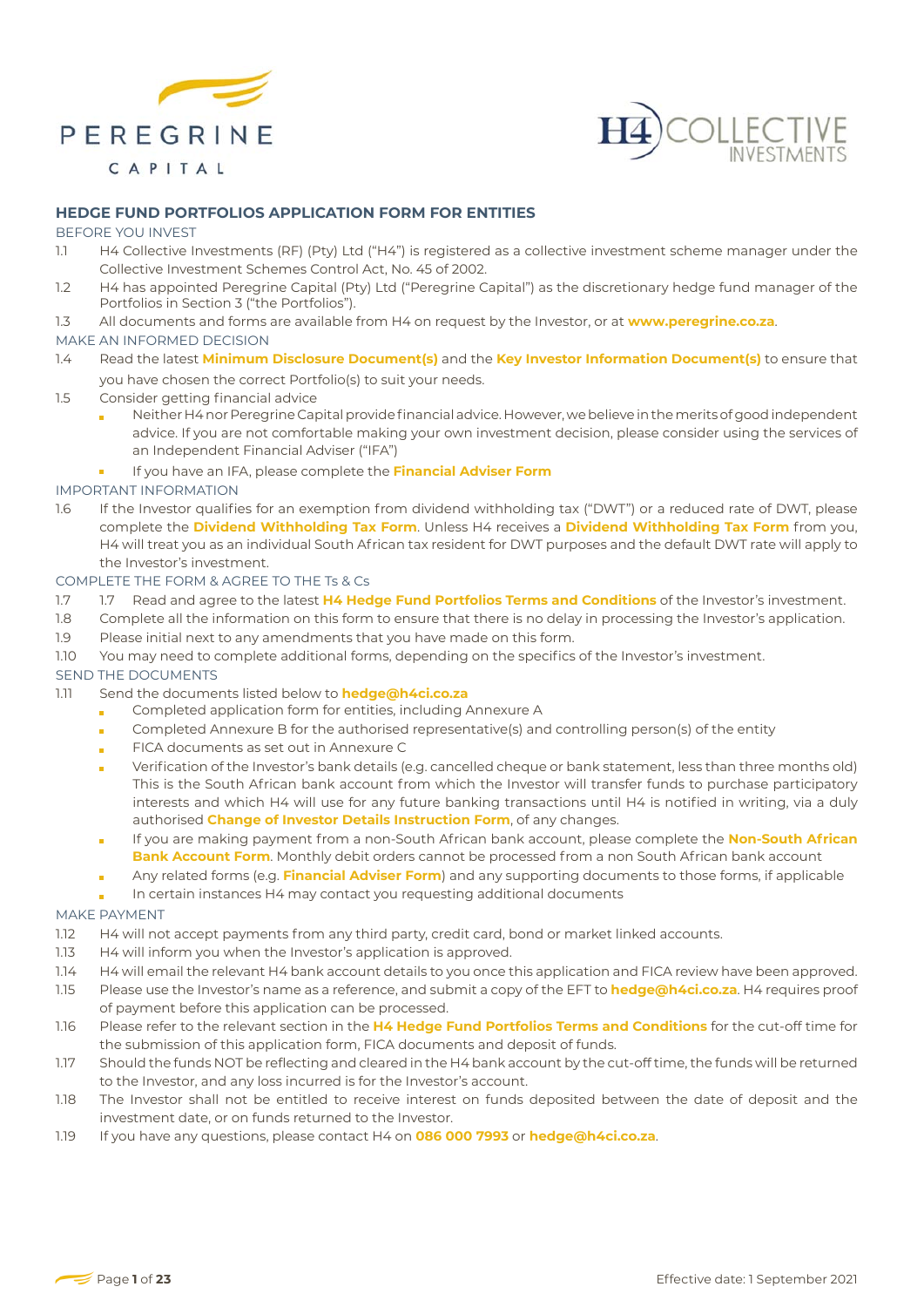PEREGRINE CAPITAL

H4 COLLECTIVE INVESTMENTS

# HEDGE FUND PORTFOLIOS APPLICATION FORM FOR ENTITIES

## BEFORE YOU INVEST

1.1 H4 Collective Investments (RF) (Pty) Ltd ("H4") is registered as a collective investment scheme manager under the Collective Investment Schemes Control Act, No. 45 of 2002.

1.2 H4 has appointed Peregrine Capital (Pty) Ltd ("Peregrine Capital") as the discretionary hedge fund manager of the Portfolios in Section 3 ("the Portfolios").

1.3 All documents and forms are available from H4 on request by the Investor, or at **www.peregrine.co.za**.

## MAKE AN INFORMED DECISION

1.4 Read the latest **Minimum Disclosure Document(s)** and the **Key Investor Information Document(s)** to ensure that you have chosen the correct Portfolio(s) to suit your needs.

1.5 Consider getting financial advice

- Neither H4 nor Peregrine Capital provide financial advice. However, we believe in the merits of good independent advice. If you are not comfortable making your own investment decision, please consider using the services of an Independent Financial Adviser ("IFA")
- If you have an IFA, please complete the **Financial Adviser Form**

## IMPORTANT INFORMATION

1.6 If the Investor qualifies for an exemption from dividend withholding tax ("DWT") or a reduced rate of DWT, please complete the **Dividend Withholding Tax Form**. Unless H4 receives a **Dividend Withholding Tax Form** from you, H4 will treat you as an individual South African tax resident for DWT purposes and the default DWT rate will apply to the Investor's investment.

## COMPLETE THE FORM & AGREE TO THE Ts & Cs

1.7 1.7 Read and agree to the latest **H4 Hedge Fund Portfolios Terms and Conditions** of the Investor's investment.

1.8 Complete all the information on this form to ensure that there is no delay in processing the Investor's application.

1.9 Please initial next to any amendments that you have made on this form.

1.10 You may need to complete additional forms, depending on the specifics of the Investor's investment.

## SEND THE DOCUMENTS

1.11 Send the documents listed below to **hedge@h4ci.co.za**

- Completed application form for entities, including Annexure A
- Completed Annexure B for the authorised representative(s) and controlling person(s) of the entity
- FICA documents as set out in Annexure C
- Verification of the Investor's bank details (e.g. cancelled cheque or bank statement, less than three months old) This is the South African bank account from which the Investor will transfer funds to purchase participatory interests and which H4 will use for any future banking transactions until H4 is notified in writing, via a duly authorised **Change of Investor Details Instruction Form**, of any changes.
- If you are making payment from a non-South African bank account, please complete the **Non-South African Bank Account Form**. Monthly debit orders cannot be processed from a non South African bank account
- Any related forms (e.g. **Financial Adviser Form**) and any supporting documents to those forms, if applicable
- In certain instances H4 may contact you requesting additional documents

## MAKE PAYMENT

1.12 H4 will not accept payments from any third party, credit card, bond or market linked accounts.

1.13 H4 will inform you when the Investor's application is approved.

1.14 H4 will email the relevant H4 bank account details to you once this application and FICA review have been approved.

1.15 Please use the Investor's name as a reference, and submit a copy of the EFT to **hedge@h4ci.co.za**. H4 requires proof of payment before this application can be processed.

1.16 Please refer to the relevant section in the **H4 Hedge Fund Portfolios Terms and Conditions** for the cut-off time for the submission of this application form, FICA documents and deposit of funds.

1.17 Should the funds NOT be reflecting and cleared in the H4 bank account by the cut-off time, the funds will be returned to the Investor, and any loss incurred is for the Investor's account.

1.18 The Investor shall not be entitled to receive interest on funds deposited between the date of deposit and the investment date, or on funds returned to the Investor.

1.19 If you have any questions, please contact H4 on **086 000 7993** or **hedge@h4ci.co.za**.

Effective date: 1 September 2021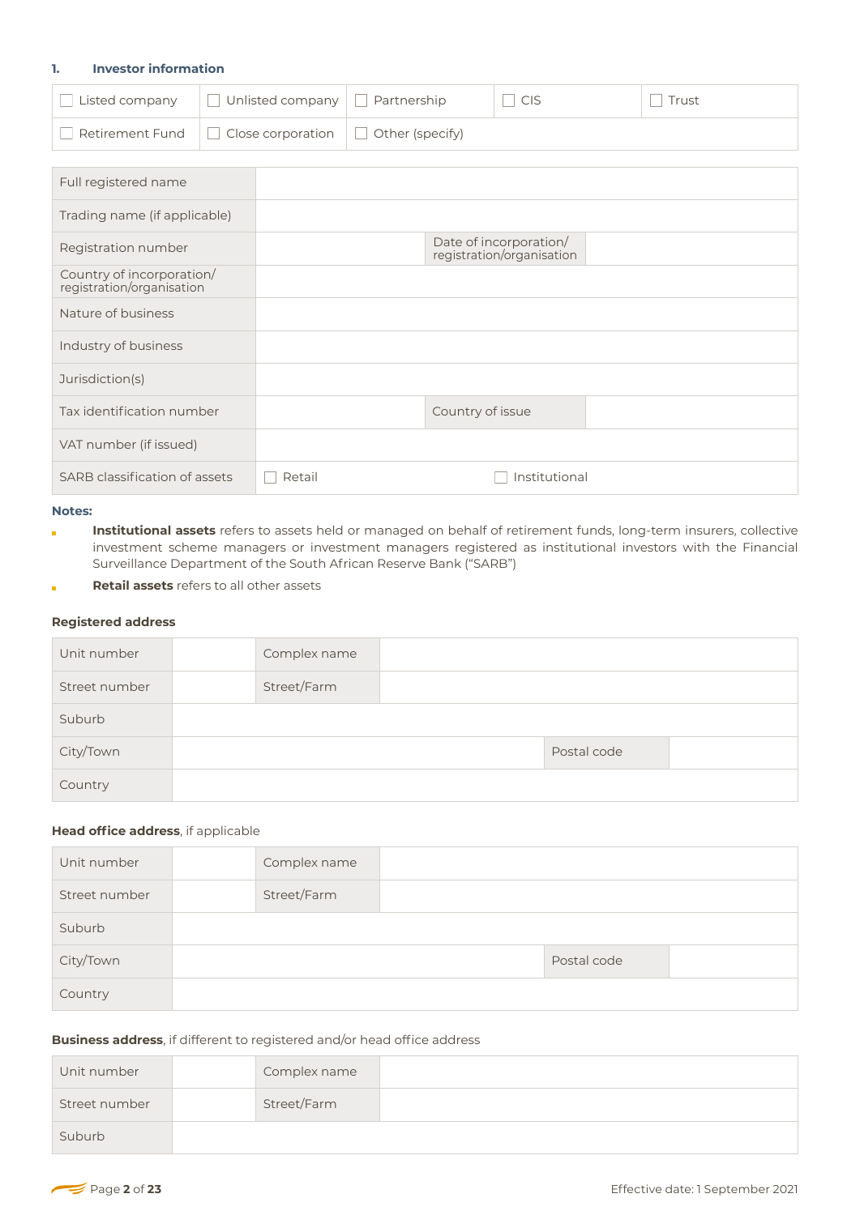## 1. Investor information

| | | | | |
|---|---|---|---|---|
| ☐ Listed company | ☐ Unlisted company | ☐ Partnership | ☐ CIS | ☐ Trust |
| ☐ Retirement Fund | ☐ Close corporation | ☐ Other (specify) | | |

| | | | |
|---|---|---|---|
| Full registered name | | | |
| Trading name (if applicable) | | | |
| Registration number | | Date of incorporation/ registration/organisation | |
| Country of incorporation/ registration/organisation | | | |
| Nature of business | | | |
| Industry of business | | | |
| Jurisdiction(s) | | | |
| Tax identification number | | Country of issue | |
| VAT number (if issued) | | | |
| SARB classification of assets | ☐ Retail | ☐ Institutional | |

**Notes:**

- **Institutional assets** refers to assets held or managed on behalf of retirement funds, long-term insurers, collective investment scheme managers or investment managers registered as institutional investors with the Financial Surveillance Department of the South African Reserve Bank ("SARB")
- **Retail assets** refers to all other assets

### Registered address

| | | | |
|---|---|---|---|
| Unit number | | Complex name | |
| Street number | | Street/Farm | |
| Suburb | | | |
| City/Town | | Postal code | |
| Country | | | |

### Head office address, if applicable

| | | | |
|---|---|---|---|
| Unit number | | Complex name | |
| Street number | | Street/Farm | |
| Suburb | | | |
| City/Town | | Postal code | |
| Country | | | |

### Business address, if different to registered and/or head office address

| | | | |
|---|---|---|---|
| Unit number | | Complex name | |
| Street number | | Street/Farm | |
| Suburb | | | |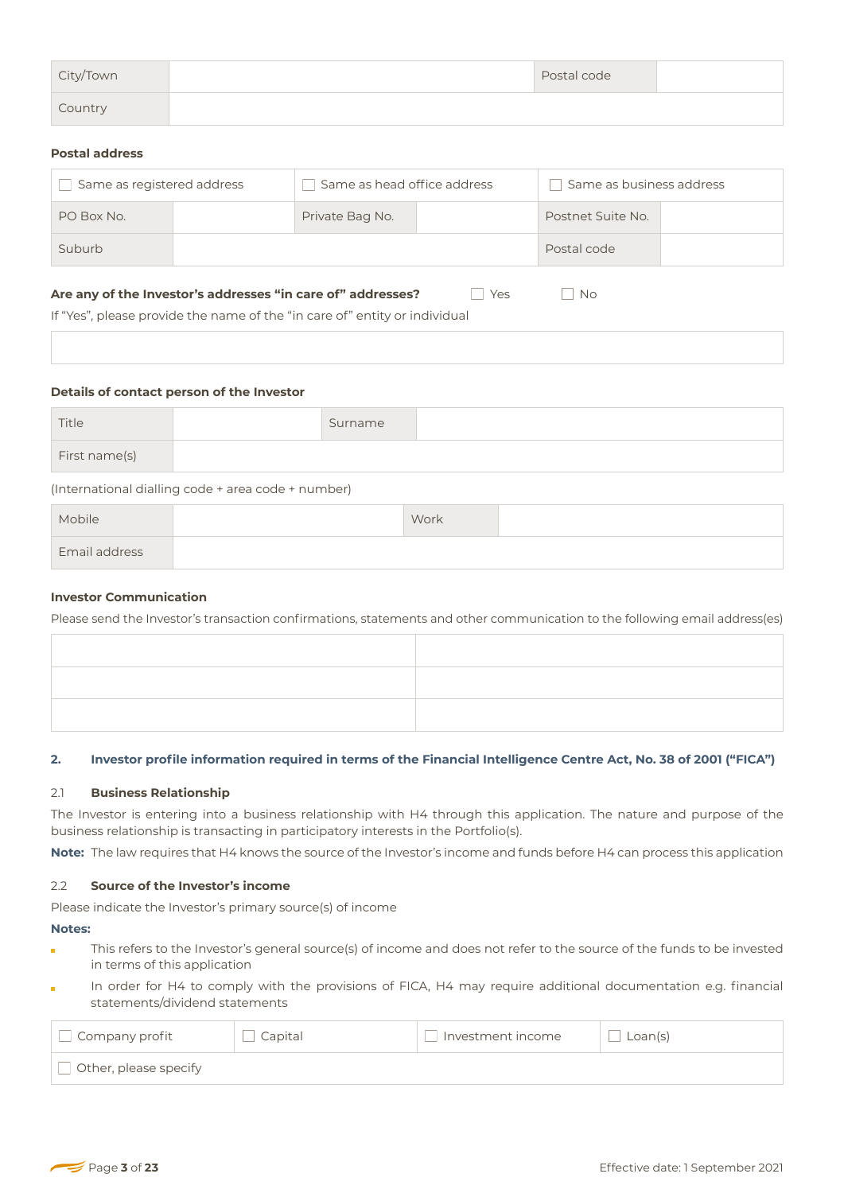| City/Town | | Postal code | |
|---|---|---|---|
| Country | | | |

**Postal address**

| ☐ Same as registered address | | ☐ Same as head office address | | ☐ Same as business address | |
|---|---|---|---|---|---|
| PO Box No. | | Private Bag No. | | Postnet Suite No. | |
| Suburb | | | | Postal code | |

**Are any of the Investor's addresses "in care of" addresses?** ☐ Yes ☐ No

If "Yes", please provide the name of the "in care of" entity or individual

| |
|---|
| |

**Details of contact person of the Investor**

| Title | | Surname | |
|---|---|---|---|
| First name(s) | | | |

(International dialling code + area code + number)

| Mobile | | Work | |
|---|---|---|---|
| Email address | | | |

**Investor Communication**

Please send the Investor's transaction confirmations, statements and other communication to the following email address(es)

| | |
|---|---|
| | |
| | |
| | |

## 2. Investor profile information required in terms of the Financial Intelligence Centre Act, No. 38 of 2001 ("FICA")

### 2.1 Business Relationship

The Investor is entering into a business relationship with H4 through this application. The nature and purpose of the business relationship is transacting in participatory interests in the Portfolio(s).

**Note:** The law requires that H4 knows the source of the Investor's income and funds before H4 can process this application

### 2.2 Source of the Investor's income

Please indicate the Investor's primary source(s) of income

**Notes:**

- This refers to the Investor's general source(s) of income and does not refer to the source of the funds to be invested in terms of this application
- In order for H4 to comply with the provisions of FICA, H4 may require additional documentation e.g. financial statements/dividend statements

| ☐ Company profit | ☐ Capital | ☐ Investment income | ☐ Loan(s) |
|---|---|---|---|
| ☐ Other, please specify | | | |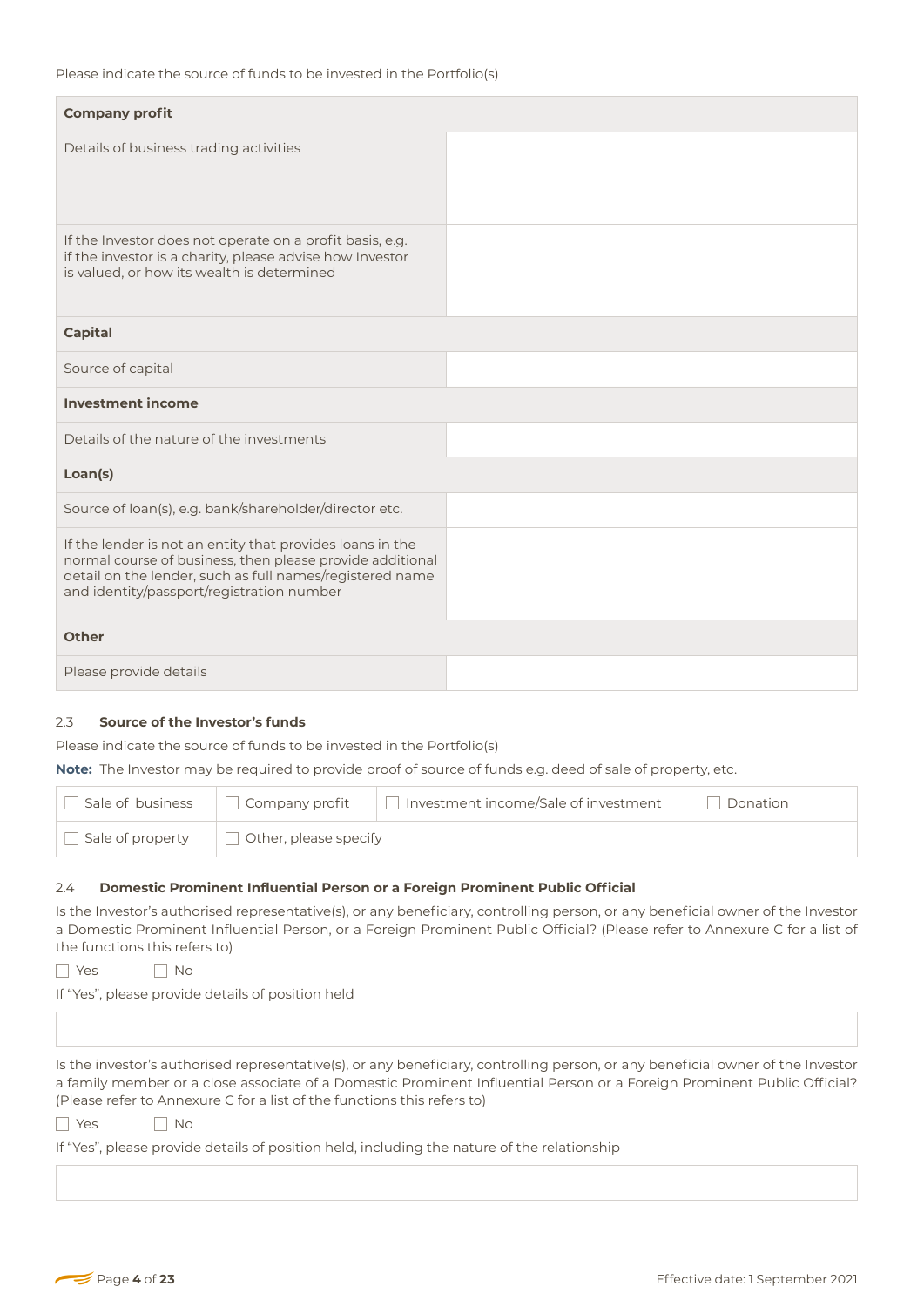Please indicate the source of funds to be invested in the Portfolio(s)

| **Company profit** | |
|---|---|
| Details of business trading activities | |
| If the Investor does not operate on a profit basis, e.g. if the investor is a charity, please advise how Investor is valued, or how its wealth is determined | |
| **Capital** | |
| Source of capital | |
| **Investment income** | |
| Details of the nature of the investments | |
| **Loan(s)** | |
| Source of loan(s), e.g. bank/shareholder/director etc. | |
| If the lender is not an entity that provides loans in the normal course of business, then please provide additional detail on the lender, such as full names/registered name and identity/passport/registration number | |
| **Other** | |
| Please provide details | |

2.3 **Source of the Investor's funds**

Please indicate the source of funds to be invested in the Portfolio(s)

**Note:** The Investor may be required to provide proof of source of funds e.g. deed of sale of property, etc.

| ☐ Sale of business | ☐ Company profit | ☐ Investment income/Sale of investment | ☐ Donation |
|---|---|---|---|
| ☐ Sale of property | ☐ Other, please specify | | |

2.4 **Domestic Prominent Influential Person or a Foreign Prominent Public Official**

Is the Investor's authorised representative(s), or any beneficiary, controlling person, or any beneficial owner of the Investor a Domestic Prominent Influential Person, or a Foreign Prominent Public Official? (Please refer to Annexure C for a list of the functions this refers to)

☐ Yes ☐ No

If "Yes", please provide details of position held

| |
|---|

Is the investor's authorised representative(s), or any beneficiary, controlling person, or any beneficial owner of the Investor a family member or a close associate of a Domestic Prominent Influential Person or a Foreign Prominent Public Official? (Please refer to Annexure C for a list of the functions this refers to)

☐ Yes ☐ No

If "Yes", please provide details of position held, including the nature of the relationship

| |
|---|

Effective date: 1 September 2021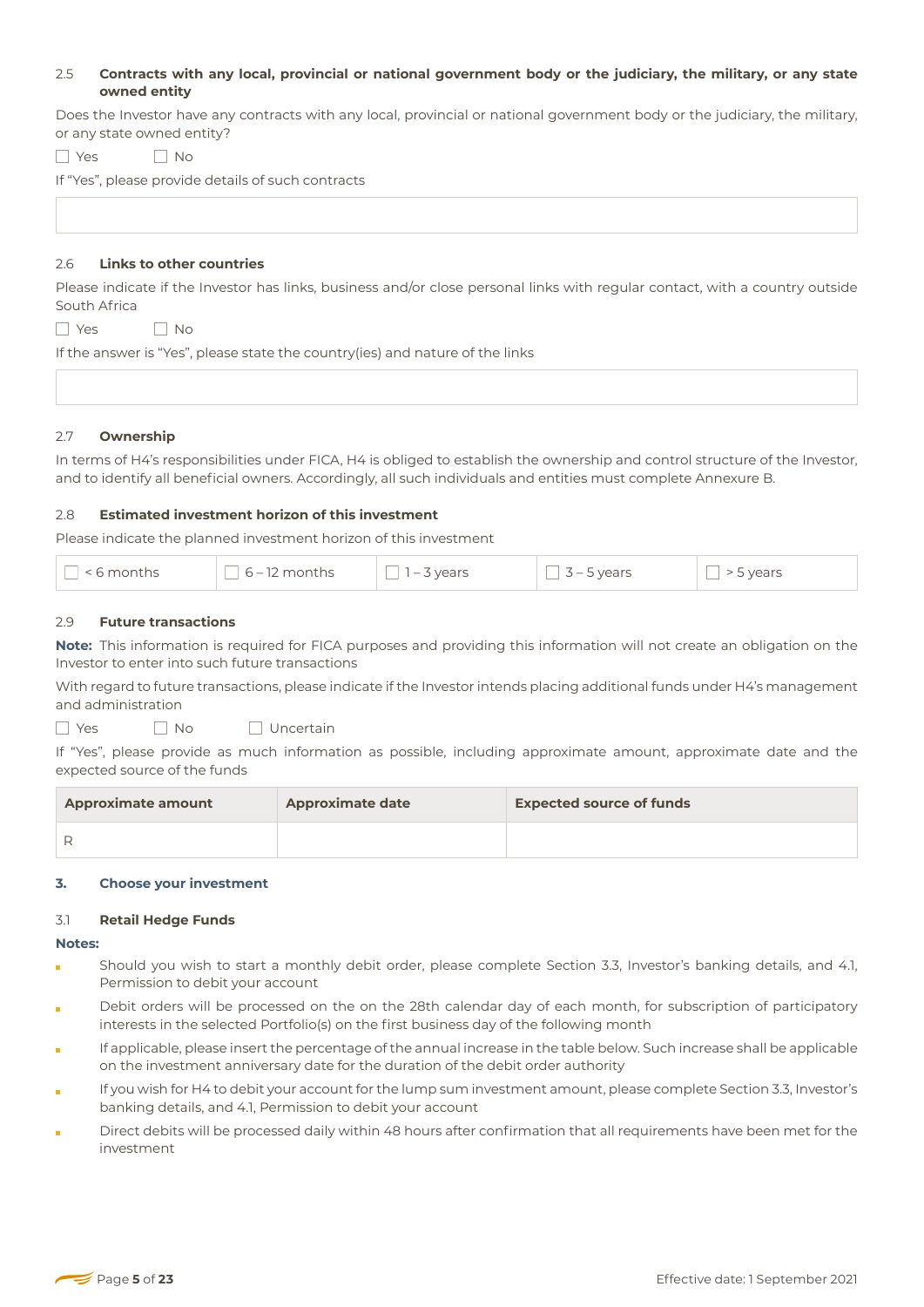### 2.5 Contracts with any local, provincial or national government body or the judiciary, the military, or any state owned entity

Does the Investor have any contracts with any local, provincial or national government body or the judiciary, the military, or any state owned entity?

☐ Yes ☐ No

If "Yes", please provide details of such contracts

| |
|---|
| |

### 2.6 Links to other countries

Please indicate if the Investor has links, business and/or close personal links with regular contact, with a country outside South Africa

☐ Yes ☐ No

If the answer is "Yes", please state the country(ies) and nature of the links

| |
|---|
| |

### 2.7 Ownership

In terms of H4's responsibilities under FICA, H4 is obliged to establish the ownership and control structure of the Investor, and to identify all beneficial owners. Accordingly, all such individuals and entities must complete Annexure B.

### 2.8 Estimated investment horizon of this investment

Please indicate the planned investment horizon of this investment

| ☐ < 6 months | ☐ 6 – 12 months | ☐ 1 – 3 years | ☐ 3 – 5 years | ☐ > 5 years |
|---|---|---|---|---|

### 2.9 Future transactions

**Note:** This information is required for FICA purposes and providing this information will not create an obligation on the Investor to enter into such future transactions

With regard to future transactions, please indicate if the Investor intends placing additional funds under H4's management and administration

☐ Yes ☐ No ☐ Uncertain

If "Yes", please provide as much information as possible, including approximate amount, approximate date and the expected source of the funds

| Approximate amount | Approximate date | Expected source of funds |
|---|---|---|
| R | | |

## 3. Choose your investment

### 3.1 Retail Hedge Funds

**Notes:**

- Should you wish to start a monthly debit order, please complete Section 3.3, Investor's banking details, and 4.1, Permission to debit your account
- Debit orders will be processed on the on the 28th calendar day of each month, for subscription of participatory interests in the selected Portfolio(s) on the first business day of the following month
- If applicable, please insert the percentage of the annual increase in the table below. Such increase shall be applicable on the investment anniversary date for the duration of the debit order authority
- If you wish for H4 to debit your account for the lump sum investment amount, please complete Section 3.3, Investor's banking details, and 4.1, Permission to debit your account
- Direct debits will be processed daily within 48 hours after confirmation that all requirements have been met for the investment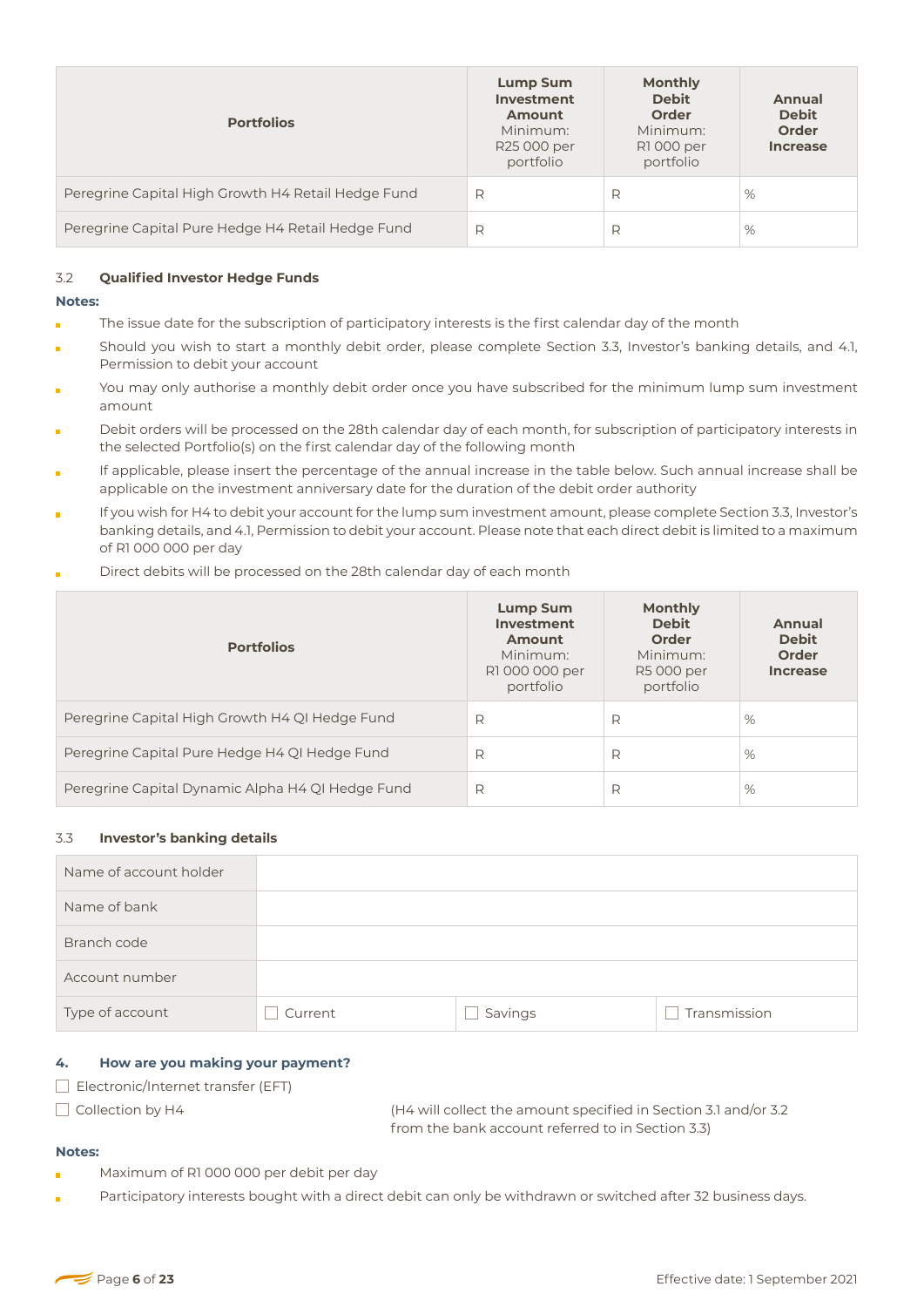| Portfolios | Lump Sum Investment Amount Minimum: R25 000 per portfolio | Monthly Debit Order Minimum: R1 000 per portfolio | Annual Debit Order Increase |
|---|---|---|---|
| Peregrine Capital High Growth H4 Retail Hedge Fund | R | R | % |
| Peregrine Capital Pure Hedge H4 Retail Hedge Fund | R | R | % |

### 3.2 Qualified Investor Hedge Funds

**Notes:**

- The issue date for the subscription of participatory interests is the first calendar day of the month
- Should you wish to start a monthly debit order, please complete Section 3.3, Investor's banking details, and 4.1, Permission to debit your account
- You may only authorise a monthly debit order once you have subscribed for the minimum lump sum investment amount
- Debit orders will be processed on the 28th calendar day of each month, for subscription of participatory interests in the selected Portfolio(s) on the first calendar day of the following month
- If applicable, please insert the percentage of the annual increase in the table below. Such annual increase shall be applicable on the investment anniversary date for the duration of the debit order authority
- If you wish for H4 to debit your account for the lump sum investment amount, please complete Section 3.3, Investor's banking details, and 4.1, Permission to debit your account. Please note that each direct debit is limited to a maximum of R1 000 000 per day
- Direct debits will be processed on the 28th calendar day of each month

| Portfolios | Lump Sum Investment Amount Minimum: R1 000 000 per portfolio | Monthly Debit Order Minimum: R5 000 per portfolio | Annual Debit Order Increase |
|---|---|---|---|
| Peregrine Capital High Growth H4 QI Hedge Fund | R | R | % |
| Peregrine Capital Pure Hedge H4 QI Hedge Fund | R | R | % |
| Peregrine Capital Dynamic Alpha H4 QI Hedge Fund | R | R | % |

### 3.3 Investor's banking details

| Name of account holder | | | |
|---|---|---|---|
| Name of bank | | | |
| Branch code | | | |
| Account number | | | |
| Type of account | ☐ Current | ☐ Savings | ☐ Transmission |

## 4. How are you making your payment?

☐ Electronic/Internet transfer (EFT)

☐ Collection by H4 (H4 will collect the amount specified in Section 3.1 and/or 3.2 from the bank account referred to in Section 3.3)

**Notes:**

- Maximum of R1 000 000 per debit per day
- Participatory interests bought with a direct debit can only be withdrawn or switched after 32 business days.

Effective date: 1 September 2021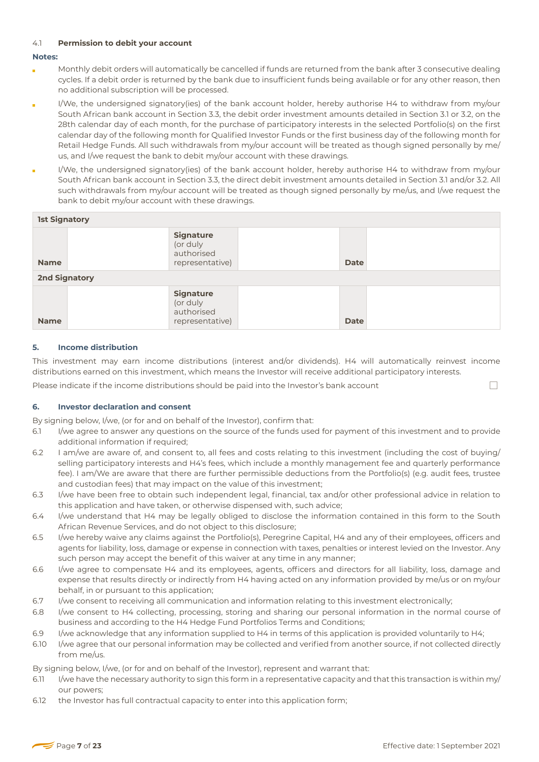4.1 **Permission to debit your account**

**Notes:**

- Monthly debit orders will automatically be cancelled if funds are returned from the bank after 3 consecutive dealing cycles. If a debit order is returned by the bank due to insufficient funds being available or for any other reason, then no additional subscription will be processed.
- I/We, the undersigned signatory(ies) of the bank account holder, hereby authorise H4 to withdraw from my/our South African bank account in Section 3.3, the debit order investment amounts detailed in Section 3.1 or 3.2, on the 28th calendar day of each month, for the purchase of participatory interests in the selected Portfolio(s) on the first calendar day of the following month for Qualified Investor Funds or the first business day of the following month for Retail Hedge Funds. All such withdrawals from my/our account will be treated as though signed personally by me/us, and I/we request the bank to debit my/our account with these drawings.
- I/We, the undersigned signatory(ies) of the bank account holder, hereby authorise H4 to withdraw from my/our South African bank account in Section 3.3, the direct debit investment amounts detailed in Section 3.1 and/or 3.2. All such withdrawals from my/our account will be treated as though signed personally by me/us, and I/we request the bank to debit my/our account with these drawings.

| **1st Signatory** | | | | | |
|---|---|---|---|---|---|
| **Name** | | **Signature** (or duly authorised representative) | | **Date** | |
| **2nd Signatory** | | | | | |
| **Name** | | **Signature** (or duly authorised representative) | | **Date** | |

### 5. Income distribution

This investment may earn income distributions (interest and/or dividends). H4 will automatically reinvest income distributions earned on this investment, which means the Investor will receive additional participatory interests.

Please indicate if the income distributions should be paid into the Investor's bank account ☐

### 6. Investor declaration and consent

By signing below, I/we, (or for and on behalf of the Investor), confirm that:

6.1 I/we agree to answer any questions on the source of the funds used for payment of this investment and to provide additional information if required;

6.2 I am/we are aware of, and consent to, all fees and costs relating to this investment (including the cost of buying/selling participatory interests and H4's fees, which include a monthly management fee and quarterly performance fee). I am/We are aware that there are further permissible deductions from the Portfolio(s) (e.g. audit fees, trustee and custodian fees) that may impact on the value of this investment;

6.3 I/we have been free to obtain such independent legal, financial, tax and/or other professional advice in relation to this application and have taken, or otherwise dispensed with, such advice;

6.4 I/we understand that H4 may be legally obliged to disclose the information contained in this form to the South African Revenue Services, and do not object to this disclosure;

6.5 I/we hereby waive any claims against the Portfolio(s), Peregrine Capital, H4 and any of their employees, officers and agents for liability, loss, damage or expense in connection with taxes, penalties or interest levied on the Investor. Any such person may accept the benefit of this waiver at any time in any manner;

6.6 I/we agree to compensate H4 and its employees, agents, officers and directors for all liability, loss, damage and expense that results directly or indirectly from H4 having acted on any information provided by me/us or on my/our behalf, in or pursuant to this application;

6.7 I/we consent to receiving all communication and information relating to this investment electronically;

6.8 I/we consent to H4 collecting, processing, storing and sharing our personal information in the normal course of business and according to the H4 Hedge Fund Portfolios Terms and Conditions;

6.9 I/we acknowledge that any information supplied to H4 in terms of this application is provided voluntarily to H4;

6.10 I/we agree that our personal information may be collected and verified from another source, if not collected directly from me/us.

By signing below, I/we, (or for and on behalf of the Investor), represent and warrant that:

6.11 I/we have the necessary authority to sign this form in a representative capacity and that this transaction is within my/our powers;

6.12 the Investor has full contractual capacity to enter into this application form;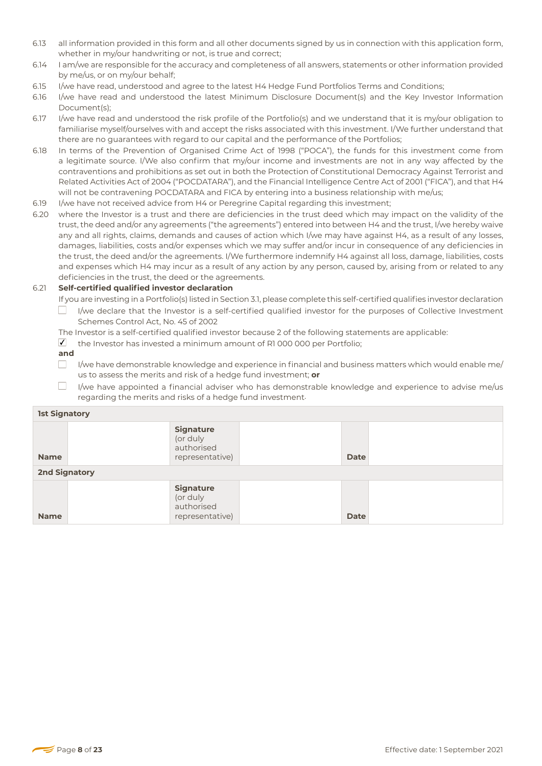6.13 all information provided in this form and all other documents signed by us in connection with this application form, whether in my/our handwriting or not, is true and correct;

6.14 I am/we are responsible for the accuracy and completeness of all answers, statements or other information provided by me/us, or on my/our behalf;

6.15 I/we have read, understood and agree to the latest H4 Hedge Fund Portfolios Terms and Conditions;

6.16 I/we have read and understood the latest Minimum Disclosure Document(s) and the Key Investor Information Document(s);

6.17 I/we have read and understood the risk profile of the Portfolio(s) and we understand that it is my/our obligation to familiarise myself/ourselves with and accept the risks associated with this investment. I/We further understand that there are no guarantees with regard to our capital and the performance of the Portfolios;

6.18 In terms of the Prevention of Organised Crime Act of 1998 ("POCA"), the funds for this investment come from a legitimate source. I/We also confirm that my/our income and investments are not in any way affected by the contraventions and prohibitions as set out in both the Protection of Constitutional Democracy Against Terrorist and Related Activities Act of 2004 ("POCDATARA"), and the Financial Intelligence Centre Act of 2001 ("FICA"), and that H4 will not be contravening POCDATARA and FICA by entering into a business relationship with me/us;

6.19 I/we have not received advice from H4 or Peregrine Capital regarding this investment;

6.20 where the Investor is a trust and there are deficiencies in the trust deed which may impact on the validity of the trust, the deed and/or any agreements ("the agreements") entered into between H4 and the trust, I/we hereby waive any and all rights, claims, demands and causes of action which I/we may have against H4, as a result of any losses, damages, liabilities, costs and/or expenses which we may suffer and/or incur in consequence of any deficiencies in the trust, the deed and/or the agreements. I/We furthermore indemnify H4 against all loss, damage, liabilities, costs and expenses which H4 may incur as a result of any action by any person, caused by, arising from or related to any deficiencies in the trust, the deed or the agreements.

6.21 **Self-certified qualified investor declaration**

If you are investing in a Portfolio(s) listed in Section 3.1, please complete this self-certified qualifies investor declaration

- ☐ I/we declare that the Investor is a self-certified qualified investor for the purposes of Collective Investment Schemes Control Act, No. 45 of 2002

The Investor is a self-certified qualified investor because 2 of the following statements are applicable:

- ☑ the Investor has invested a minimum amount of R1 000 000 per Portfolio;

**and**

- ☐ I/we have demonstrable knowledge and experience in financial and business matters which would enable me/us to assess the merits and risk of a hedge fund investment; **or**
- ☐ I/we have appointed a financial adviser who has demonstrable knowledge and experience to advise me/us regarding the merits and risks of a hedge fund investment.

| **1st Signatory** | | | | | |
|---|---|---|---|---|---|
| **Name** | | **Signature** (or duly authorised representative) | | **Date** | |
| **2nd Signatory** | | | | | |
| **Name** | | **Signature** (or duly authorised representative) | | **Date** | |

Effective date: 1 September 2021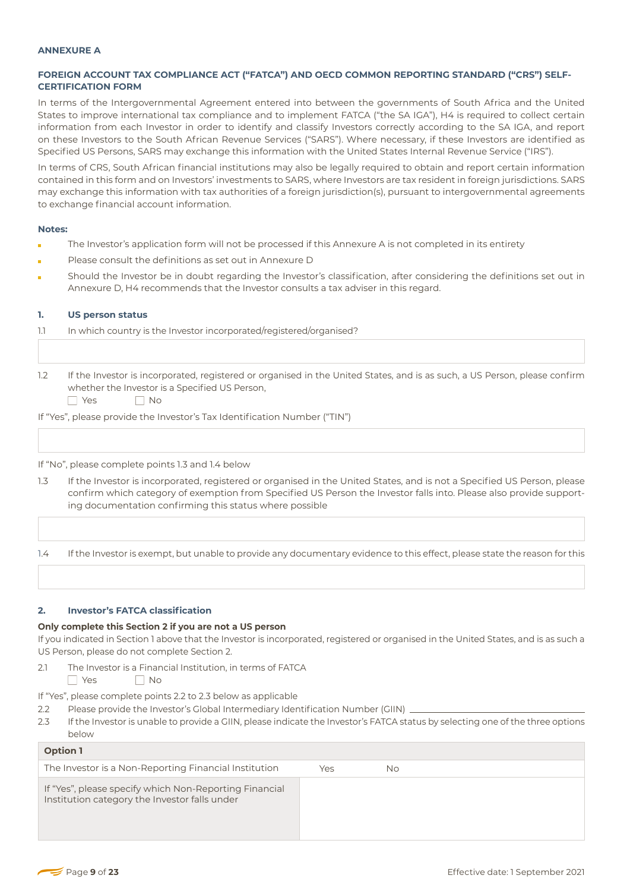**ANNEXURE A**

## FOREIGN ACCOUNT TAX COMPLIANCE ACT ("FATCA") AND OECD COMMON REPORTING STANDARD ("CRS") SELF-CERTIFICATION FORM

In terms of the Intergovernmental Agreement entered into between the governments of South Africa and the United States to improve international tax compliance and to implement FATCA ("the SA IGA"), H4 is required to collect certain information from each Investor in order to identify and classify Investors correctly according to the SA IGA, and report on these Investors to the South African Revenue Services ("SARS"). Where necessary, if these Investors are identified as Specified US Persons, SARS may exchange this information with the United States Internal Revenue Service ("IRS").

In terms of CRS, South African financial institutions may also be legally required to obtain and report certain information contained in this form and on Investors' investments to SARS, where Investors are tax resident in foreign jurisdictions. SARS may exchange this information with tax authorities of a foreign jurisdiction(s), pursuant to intergovernmental agreements to exchange financial account information.

**Notes:**

- The Investor's application form will not be processed if this Annexure A is not completed in its entirety
- Please consult the definitions as set out in Annexure D
- Should the Investor be in doubt regarding the Investor's classification, after considering the definitions set out in Annexure D, H4 recommends that the Investor consults a tax adviser in this regard.

### 1. US person status

1.1 In which country is the Investor incorporated/registered/organised?

&nbsp;

1.2 If the Investor is incorporated, registered or organised in the United States, and is as such, a US Person, please confirm whether the Investor is a Specified US Person,

☐ Yes ☐ No

If "Yes", please provide the Investor's Tax Identification Number ("TIN")

&nbsp;

If "No", please complete points 1.3 and 1.4 below

1.3 If the Investor is incorporated, registered or organised in the United States, and is not a Specified US Person, please confirm which category of exemption from Specified US Person the Investor falls into. Please also provide supporting documentation confirming this status where possible

&nbsp;

1.4 If the Investor is exempt, but unable to provide any documentary evidence to this effect, please state the reason for this

&nbsp;

### 2. Investor's FATCA classification

**Only complete this Section 2 if you are not a US person**

If you indicated in Section 1 above that the Investor is incorporated, registered or organised in the United States, and is as such a US Person, please do not complete Section 2.

2.1 The Investor is a Financial Institution, in terms of FATCA

☐ Yes ☐ No

If "Yes", please complete points 2.2 to 2.3 below as applicable

2.2 Please provide the Investor's Global Intermediary Identification Number (GIIN) ______________________

2.3 If the Investor is unable to provide a GIIN, please indicate the Investor's FATCA status by selecting one of the three options below

| Option 1 | | |
|---|---|---|
| The Investor is a Non-Reporting Financial Institution | Yes | No |
| If "Yes", please specify which Non-Reporting Financial Institution category the Investor falls under | | |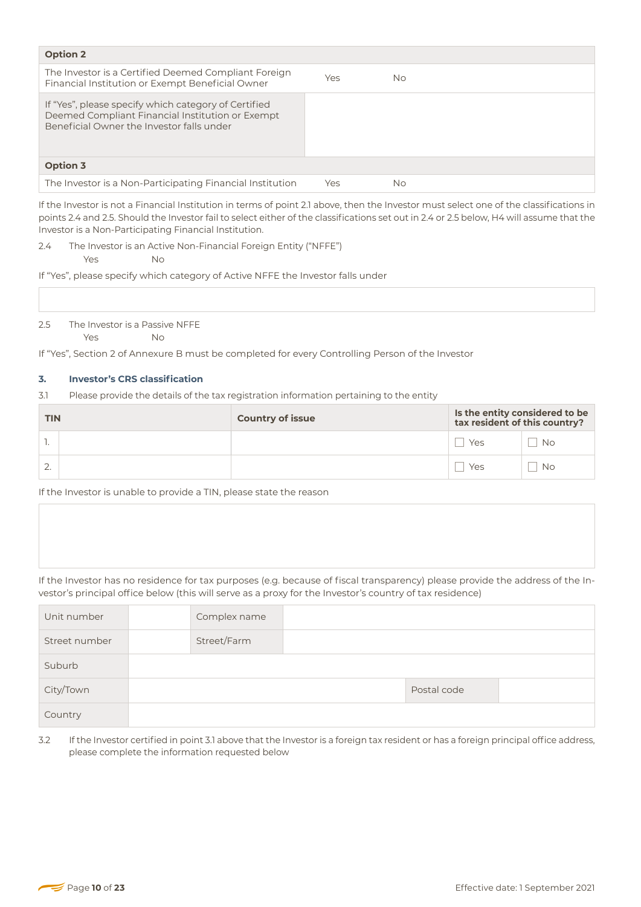| Option 2 | | |
|---|---|---|
| The Investor is a Certified Deemed Compliant Foreign Financial Institution or Exempt Beneficial Owner | Yes | No |
| If "Yes", please specify which category of Certified Deemed Compliant Financial Institution or Exempt Beneficial Owner the Investor falls under | | |

| Option 3 | | |
|---|---|---|
| The Investor is a Non-Participating Financial Institution | Yes | No |

If the Investor is not a Financial Institution in terms of point 2.1 above, then the Investor must select one of the classifications in points 2.4 and 2.5. Should the Investor fail to select either of the classifications set out in 2.4 or 2.5 below, H4 will assume that the Investor is a Non-Participating Financial Institution.

2.4 The Investor is an Active Non-Financial Foreign Entity ("NFFE")
Yes No

If "Yes", please specify which category of Active NFFE the Investor falls under

2.5 The Investor is a Passive NFFE
Yes No

If "Yes", Section 2 of Annexure B must be completed for every Controlling Person of the Investor

## 3. Investor's CRS classification

3.1 Please provide the details of the tax registration information pertaining to the entity

| | TIN | Country of issue | Is the entity considered to be tax resident of this country? | |
|---|---|---|---|---|
| 1. | | | ☐ Yes | ☐ No |
| 2. | | | ☐ Yes | ☐ No |

If the Investor is unable to provide a TIN, please state the reason

If the Investor has no residence for tax purposes (e.g. because of fiscal transparency) please provide the address of the Investor's principal office below (this will serve as a proxy for the Investor's country of tax residence)

| | | | |
|---|---|---|---|
| Unit number | | Complex name | |
| Street number | | Street/Farm | |
| Suburb | | | |
| City/Town | | Postal code | |
| Country | | | |

3.2 If the Investor certified in point 3.1 above that the Investor is a foreign tax resident or has a foreign principal office address, please complete the information requested below

Effective date: 1 September 2021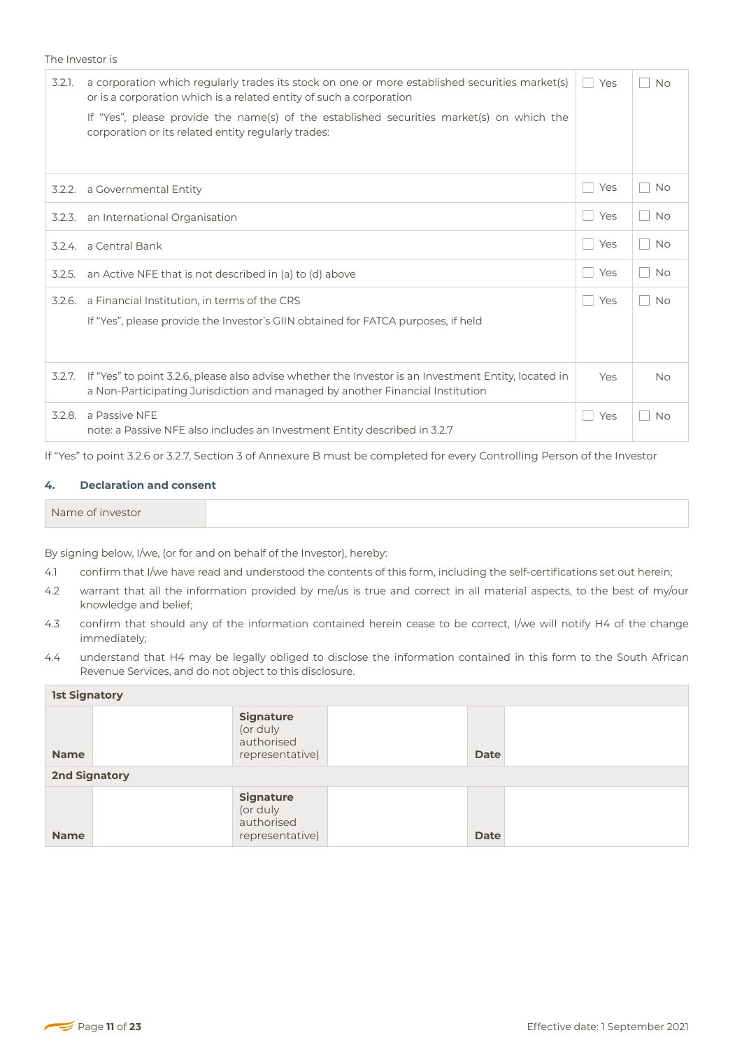The Investor is

| | | | |
|---|---|---|---|
| 3.2.1. | a corporation which regularly trades its stock on one or more established securities market(s) or is a corporation which is a related entity of such a corporation<br><br>If "Yes", please provide the name(s) of the established securities market(s) on which the corporation or its related entity regularly trades: | ☐ Yes | ☐ No |
| 3.2.2. | a Governmental Entity | ☐ Yes | ☐ No |
| 3.2.3. | an International Organisation | ☐ Yes | ☐ No |
| 3.2.4. | a Central Bank | ☐ Yes | ☐ No |
| 3.2.5. | an Active NFE that is not described in (a) to (d) above | ☐ Yes | ☐ No |
| 3.2.6. | a Financial Institution, in terms of the CRS<br><br>If "Yes", please provide the Investor's GIIN obtained for FATCA purposes, if held | ☐ Yes | ☐ No |
| 3.2.7. | If "Yes" to point 3.2.6, please also advise whether the Investor is an Investment Entity, located in a Non-Participating Jurisdiction and managed by another Financial Institution | Yes | No |
| 3.2.8. | a Passive NFE<br>note: a Passive NFE also includes an Investment Entity described in 3.2.7 | ☐ Yes | ☐ No |

If "Yes" to point 3.2.6 or 3.2.7, Section 3 of Annexure B must be completed for every Controlling Person of the Investor

## 4. Declaration and consent

| Name of investor | |
|---|---|

By signing below, I/we, (or for and on behalf of the Investor), hereby:

4.1 confirm that I/we have read and understood the contents of this form, including the self-certifications set out herein;

4.2 warrant that all the information provided by me/us is true and correct in all material aspects, to the best of my/our knowledge and belief;

4.3 confirm that should any of the information contained herein cease to be correct, I/we will notify H4 of the change immediately;

4.4 understand that H4 may be legally obliged to disclose the information contained in this form to the South African Revenue Services, and do not object to this disclosure.

| **1st Signatory** | | | | | |
|---|---|---|---|---|---|
| **Name** | | **Signature** (or duly authorised representative) | | **Date** | |
| **2nd Signatory** | | | | | |
| **Name** | | **Signature** (or duly authorised representative) | | **Date** | |

Effective date: 1 September 2021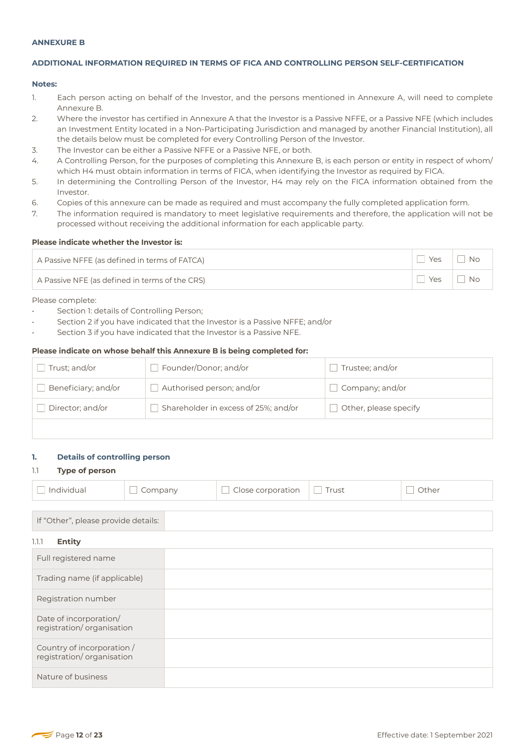**ANNEXURE B**

**ADDITIONAL INFORMATION REQUIRED IN TERMS OF FICA AND CONTROLLING PERSON SELF-CERTIFICATION**

**Notes:**

1. Each person acting on behalf of the Investor, and the persons mentioned in Annexure A, will need to complete Annexure B.
2. Where the investor has certified in Annexure A that the Investor is a Passive NFFE, or a Passive NFE (which includes an Investment Entity located in a Non-Participating Jurisdiction and managed by another Financial Institution), all the details below must be completed for every Controlling Person of the Investor.
3. The Investor can be either a Passive NFFE or a Passive NFE, or both.
4. A Controlling Person, for the purposes of completing this Annexure B, is each person or entity in respect of whom/ which H4 must obtain information in terms of FICA, when identifying the Investor as required by FICA.
5. In determining the Controlling Person of the Investor, H4 may rely on the FICA information obtained from the Investor.
6. Copies of this annexure can be made as required and must accompany the fully completed application form.
7. The information required is mandatory to meet legislative requirements and therefore, the application will not be processed without receiving the additional information for each applicable party.

**Please indicate whether the Investor is:**

| | | |
|---|---|---|
| A Passive NFFE (as defined in terms of FATCA) | ☐ Yes | ☐ No |
| A Passive NFE (as defined in terms of the CRS) | ☐ Yes | ☐ No |

Please complete:

- Section 1: details of Controlling Person;
- Section 2 if you have indicated that the Investor is a Passive NFFE; and/or
- Section 3 if you have indicated that the Investor is a Passive NFE.

**Please indicate on whose behalf this Annexure B is being completed for:**

| | | |
|---|---|---|
| ☐ Trust; and/or | ☐ Founder/Donor; and/or | ☐ Trustee; and/or |
| ☐ Beneficiary; and/or | ☐ Authorised person; and/or | ☐ Company; and/or |
| ☐ Director; and/or | ☐ Shareholder in excess of 25%; and/or | ☐ Other, please specify |
| | | |

## 1. Details of controlling person

### 1.1 Type of person

| | | | | |
|---|---|---|---|---|
| ☐ Individual | ☐ Company | ☐ Close corporation | ☐ Trust | ☐ Other |

| | |
|---|---|
| If "Other", please provide details: | |

#### 1.1.1 Entity

| | |
|---|---|
| Full registered name | |
| Trading name (if applicable) | |
| Registration number | |
| Date of incorporation/ registration/ organisation | |
| Country of incorporation / registration/ organisation | |
| Nature of business | |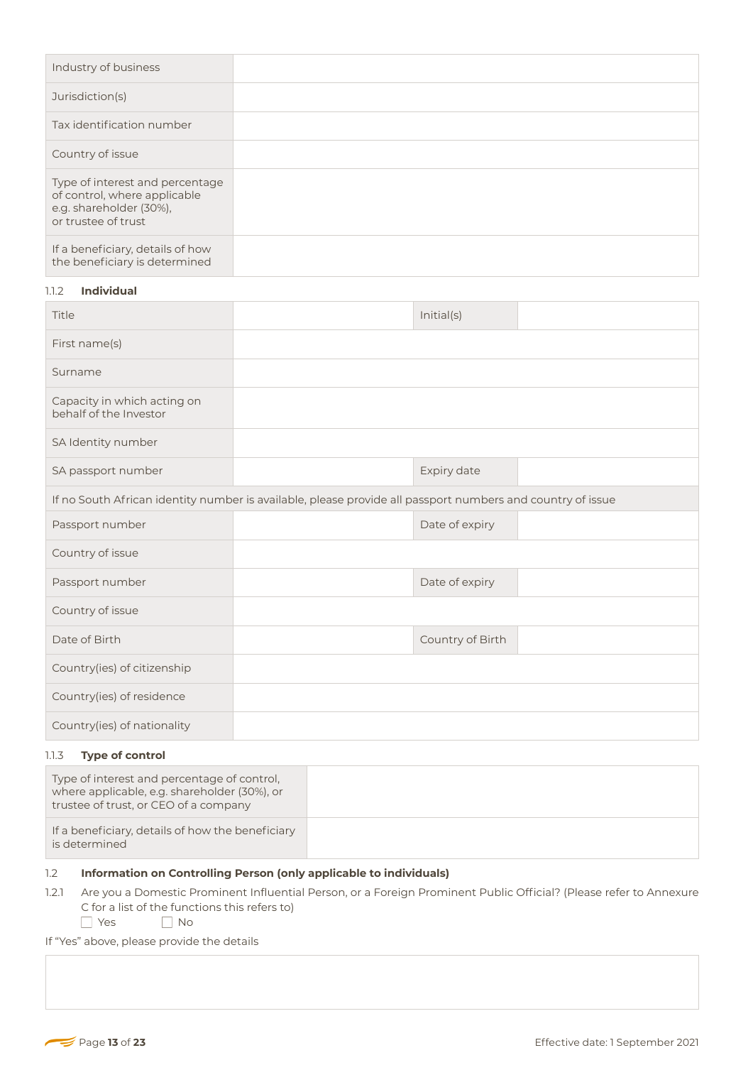| | |
|---|---|
| Industry of business | |
| Jurisdiction(s) | |
| Tax identification number | |
| Country of issue | |
| Type of interest and percentage of control, where applicable e.g. shareholder (30%), or trustee of trust | |
| If a beneficiary, details of how the beneficiary is determined | |

1.1.2 **Individual**

| | | | |
|---|---|---|---|
| Title | | Initial(s) | |
| First name(s) | | | |
| Surname | | | |
| Capacity in which acting on behalf of the Investor | | | |
| SA Identity number | | | |
| SA passport number | | Expiry date | |
| If no South African identity number is available, please provide all passport numbers and country of issue | | | |
| Passport number | | Date of expiry | |
| Country of issue | | | |
| Passport number | | Date of expiry | |
| Country of issue | | | |
| Date of Birth | | Country of Birth | |
| Country(ies) of citizenship | | | |
| Country(ies) of residence | | | |
| Country(ies) of nationality | | | |

1.1.3 **Type of control**

| | |
|---|---|
| Type of interest and percentage of control, where applicable, e.g. shareholder (30%), or trustee of trust, or CEO of a company | |
| If a beneficiary, details of how the beneficiary is determined | |

1.2 **Information on Controlling Person (only applicable to individuals)**

1.2.1 Are you a Domestic Prominent Influential Person, or a Foreign Prominent Public Official? (Please refer to Annexure C for a list of the functions this refers to)

☐ Yes ☐ No

If "Yes" above, please provide the details

| |
|---|
| |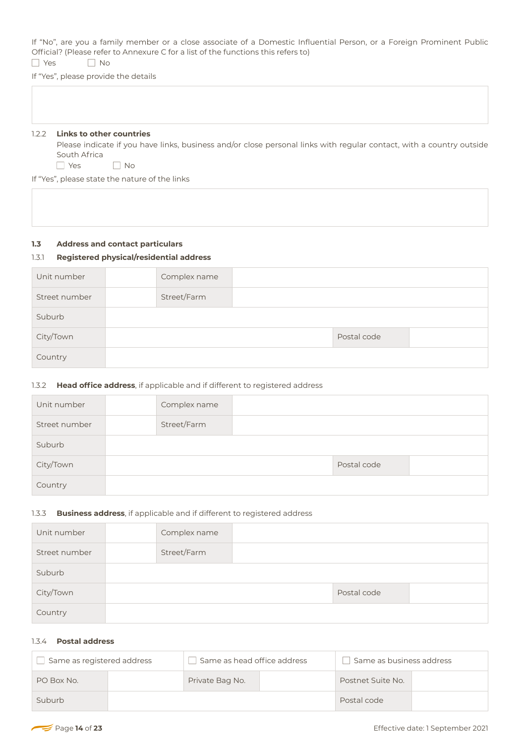If "No", are you a family member or a close associate of a Domestic Influential Person, or a Foreign Prominent Public Official? (Please refer to Annexure C for a list of the functions this refers to)

☐ Yes ☐ No

If "Yes", please provide the details

| |
|---|
| |

1.2.2 **Links to other countries**

Please indicate if you have links, business and/or close personal links with regular contact, with a country outside South Africa

☐ Yes ☐ No

If "Yes", please state the nature of the links

| |
|---|
| |

**1.3 Address and contact particulars**

1.3.1 **Registered physical/residential address**

| Unit number | | Complex name | | | |
|---|---|---|---|---|---|
| Street number | | Street/Farm | | | |
| Suburb | | | | | |
| City/Town | | | | Postal code | |
| Country | | | | | |

1.3.2 **Head office address**, if applicable and if different to registered address

| Unit number | | Complex name | | | |
|---|---|---|---|---|---|
| Street number | | Street/Farm | | | |
| Suburb | | | | | |
| City/Town | | | | Postal code | |
| Country | | | | | |

1.3.3 **Business address**, if applicable and if different to registered address

| Unit number | | Complex name | | | |
|---|---|---|---|---|---|
| Street number | | Street/Farm | | | |
| Suburb | | | | | |
| City/Town | | | | Postal code | |
| Country | | | | | |

1.3.4 **Postal address**

| ☐ Same as registered address | | ☐ Same as head office address | | ☐ Same as business address | |
|---|---|---|---|---|---|
| PO Box No. | | Private Bag No. | | Postnet Suite No. | |
| Suburb | | | | Postal code | |

Effective date: 1 September 2021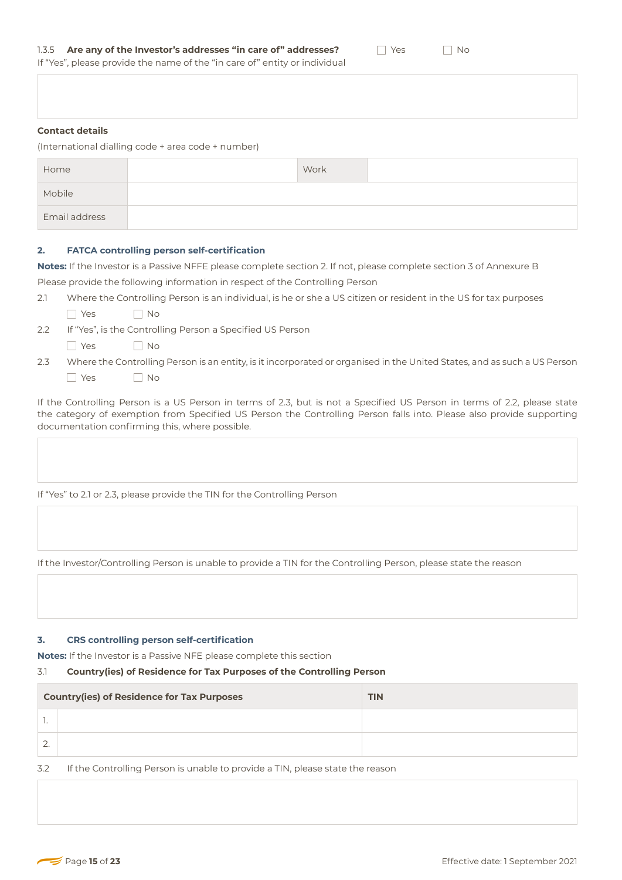1.3.5 **Are any of the Investor's addresses "in care of" addresses?** ☐ Yes ☐ No

If "Yes", please provide the name of the "in care of" entity or individual

| |
|---|
| |

**Contact details**

(International dialling code + area code + number)

| | | | |
|---|---|---|---|
| Home | | Work | |
| Mobile | | | |
| Email address | | | |

## 2. FATCA controlling person self-certification

**Notes:** If the Investor is a Passive NFFE please complete section 2. If not, please complete section 3 of Annexure B

Please provide the following information in respect of the Controlling Person

2.1 Where the Controlling Person is an individual, is he or she a US citizen or resident in the US for tax purposes

☐ Yes ☐ No

2.2 If "Yes", is the Controlling Person a Specified US Person

☐ Yes ☐ No

2.3 Where the Controlling Person is an entity, is it incorporated or organised in the United States, and as such a US Person

☐ Yes ☐ No

If the Controlling Person is a US Person in terms of 2.3, but is not a Specified US Person in terms of 2.2, please state the category of exemption from Specified US Person the Controlling Person falls into. Please also provide supporting documentation confirming this, where possible.

| |
|---|
| |

If "Yes" to 2.1 or 2.3, please provide the TIN for the Controlling Person

| |
|---|
| |

If the Investor/Controlling Person is unable to provide a TIN for the Controlling Person, please state the reason

| |
|---|
| |

## 3. CRS controlling person self-certification

**Notes:** If the Investor is a Passive NFE please complete this section

3.1 **Country(ies) of Residence for Tax Purposes of the Controlling Person**

| | Country(ies) of Residence for Tax Purposes | TIN |
|---|---|---|
| 1. | | |
| 2. | | |

3.2 If the Controlling Person is unable to provide a TIN, please state the reason

| |
|---|
| |

Effective date: 1 September 2021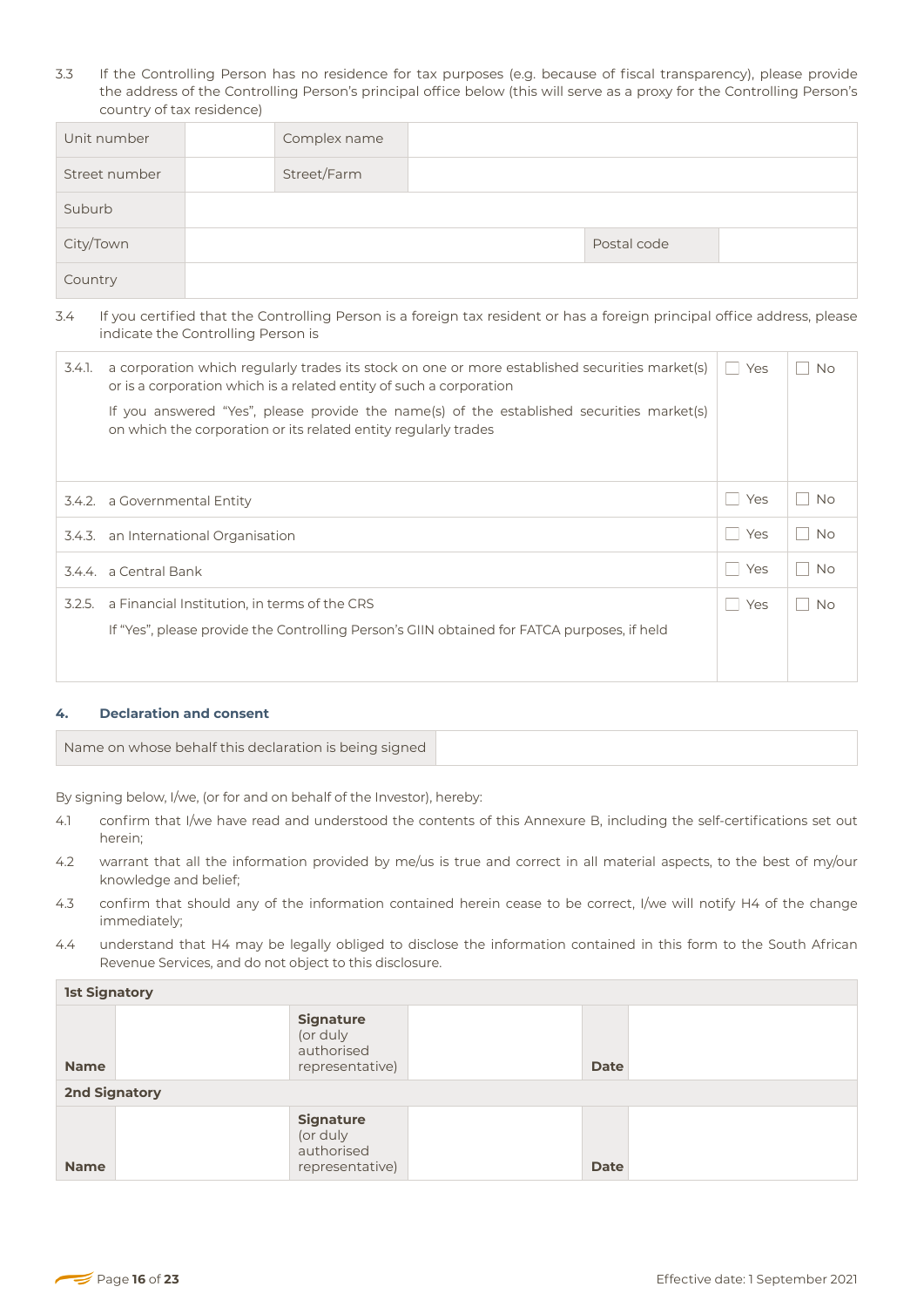3.3 If the Controlling Person has no residence for tax purposes (e.g. because of fiscal transparency), please provide the address of the Controlling Person's principal office below (this will serve as a proxy for the Controlling Person's country of tax residence)

| Unit number | | Complex name | | | |
|---|---|---|---|---|---|
| Street number | | Street/Farm | | | |
| Suburb | | | | | |
| City/Town | | | | Postal code | |
| Country | | | | | |

3.4 If you certified that the Controlling Person is a foreign tax resident or has a foreign principal office address, please indicate the Controlling Person is

| | | | |
|---|---|---|---|
| 3.4.1. | a corporation which regularly trades its stock on one or more established securities market(s) or is a corporation which is a related entity of such a corporation<br><br>If you answered "Yes", please provide the name(s) of the established securities market(s) on which the corporation or its related entity regularly trades | ☐ Yes | ☐ No |
| 3.4.2. | a Governmental Entity | ☐ Yes | ☐ No |
| 3.4.3. | an International Organisation | ☐ Yes | ☐ No |
| 3.4.4. | a Central Bank | ☐ Yes | ☐ No |
| 3.2.5. | a Financial Institution, in terms of the CRS<br><br>If "Yes", please provide the Controlling Person's GIIN obtained for FATCA purposes, if held | ☐ Yes | ☐ No |

## 4. Declaration and consent

| Name on whose behalf this declaration is being signed | |
|---|---|

By signing below, I/we, (or for and on behalf of the Investor), hereby:

4.1 confirm that I/we have read and understood the contents of this Annexure B, including the self-certifications set out herein;

4.2 warrant that all the information provided by me/us is true and correct in all material aspects, to the best of my/our knowledge and belief;

4.3 confirm that should any of the information contained herein cease to be correct, I/we will notify H4 of the change immediately;

4.4 understand that H4 may be legally obliged to disclose the information contained in this form to the South African Revenue Services, and do not object to this disclosure.

| **1st Signatory** | | | | | |
|---|---|---|---|---|---|
| **Name** | | **Signature** (or duly authorised representative) | | **Date** | |
| **2nd Signatory** | | | | | |
| **Name** | | **Signature** (or duly authorised representative) | | **Date** | |

Effective date: 1 September 2021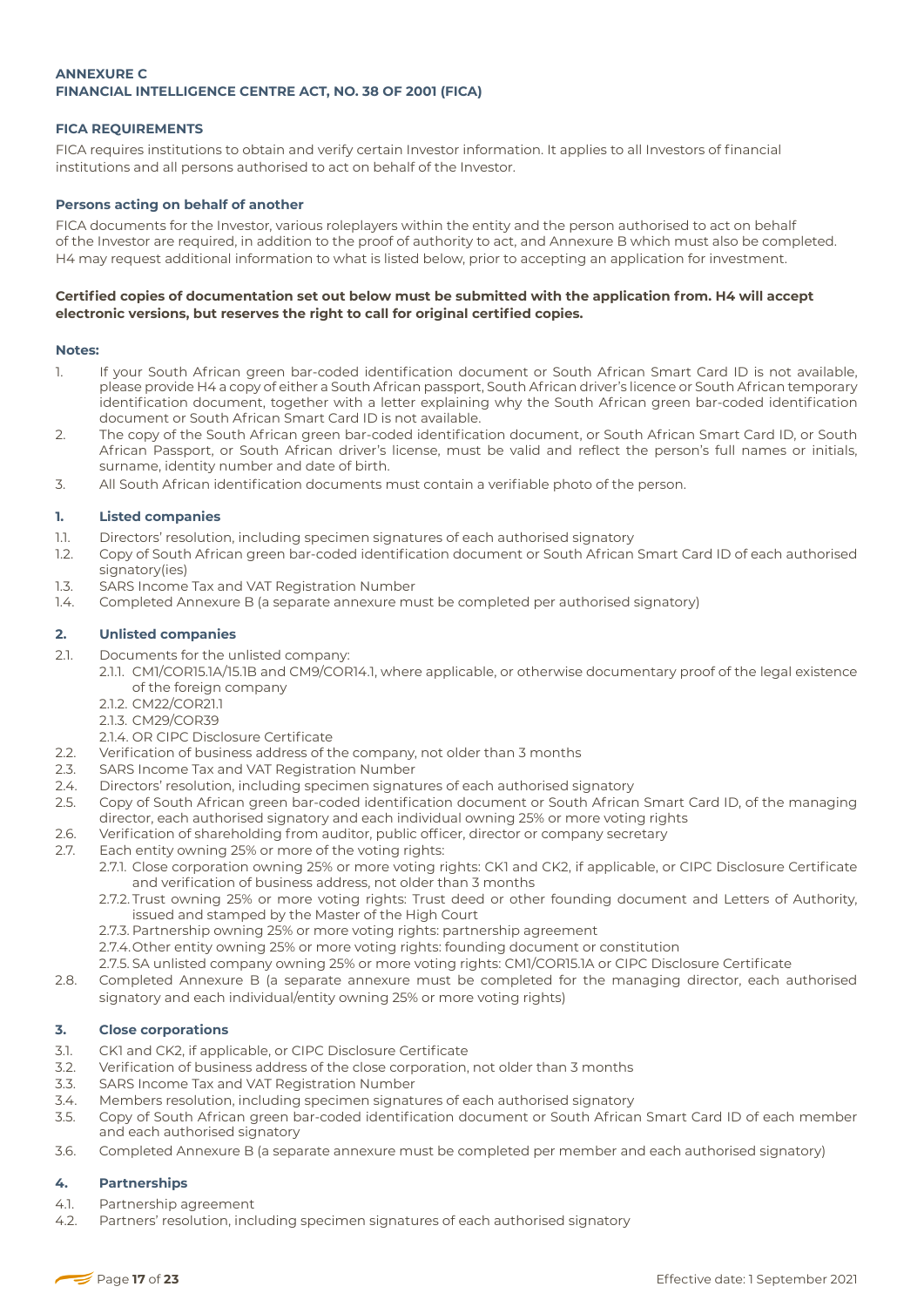## ANNEXURE C
## FINANCIAL INTELLIGENCE CENTRE ACT, NO. 38 OF 2001 (FICA)

### FICA REQUIREMENTS

FICA requires institutions to obtain and verify certain Investor information. It applies to all Investors of financial institutions and all persons authorised to act on behalf of the Investor.

#### Persons acting on behalf of another

FICA documents for the Investor, various roleplayers within the entity and the person authorised to act on behalf of the Investor are required, in addition to the proof of authority to act, and Annexure B which must also be completed. H4 may request additional information to what is listed below, prior to accepting an application for investment.

**Certified copies of documentation set out below must be submitted with the application from. H4 will accept electronic versions, but reserves the right to call for original certified copies.**

**Notes:**

1. If your South African green bar-coded identification document or South African Smart Card ID is not available, please provide H4 a copy of either a South African passport, South African driver's licence or South African temporary identification document, together with a letter explaining why the South African green bar-coded identification document or South African Smart Card ID is not available.
2. The copy of the South African green bar-coded identification document, or South African Smart Card ID, or South African Passport, or South African driver's license, must be valid and reflect the person's full names or initials, surname, identity number and date of birth.
3. All South African identification documents must contain a verifiable photo of the person.

#### 1. Listed companies

1.1. Directors' resolution, including specimen signatures of each authorised signatory

1.2. Copy of South African green bar-coded identification document or South African Smart Card ID of each authorised signatory(ies)

1.3. SARS Income Tax and VAT Registration Number

1.4. Completed Annexure B (a separate annexure must be completed per authorised signatory)

#### 2. Unlisted companies

2.1. Documents for the unlisted company:

- 2.1.1. CM1/COR15.1A/15.1B and CM9/COR14.1, where applicable, or otherwise documentary proof of the legal existence of the foreign company
- 2.1.2. CM22/COR21.1
- 2.1.3. CM29/COR39
- 2.1.4. OR CIPC Disclosure Certificate

2.2. Verification of business address of the company, not older than 3 months

2.3. SARS Income Tax and VAT Registration Number

2.4. Directors' resolution, including specimen signatures of each authorised signatory

2.5. Copy of South African green bar-coded identification document or South African Smart Card ID, of the managing director, each authorised signatory and each individual owning 25% or more voting rights

2.6. Verification of shareholding from auditor, public officer, director or company secretary

2.7. Each entity owning 25% or more of the voting rights:

- 2.7.1. Close corporation owning 25% or more voting rights: CK1 and CK2, if applicable, or CIPC Disclosure Certificate and verification of business address, not older than 3 months
- 2.7.2. Trust owning 25% or more voting rights: Trust deed or other founding document and Letters of Authority, issued and stamped by the Master of the High Court
- 2.7.3. Partnership owning 25% or more voting rights: partnership agreement
- 2.7.4. Other entity owning 25% or more voting rights: founding document or constitution
- 2.7.5. SA unlisted company owning 25% or more voting rights: CM1/COR15.1A or CIPC Disclosure Certificate

2.8. Completed Annexure B (a separate annexure must be completed for the managing director, each authorised signatory and each individual/entity owning 25% or more voting rights)

#### 3. Close corporations

3.1. CK1 and CK2, if applicable, or CIPC Disclosure Certificate

3.2. Verification of business address of the close corporation, not older than 3 months

3.3. SARS Income Tax and VAT Registration Number

3.4. Members resolution, including specimen signatures of each authorised signatory

3.5. Copy of South African green bar-coded identification document or South African Smart Card ID of each member and each authorised signatory

3.6. Completed Annexure B (a separate annexure must be completed per member and each authorised signatory)

#### 4. Partnerships

4.1. Partnership agreement

4.2. Partners' resolution, including specimen signatures of each authorised signatory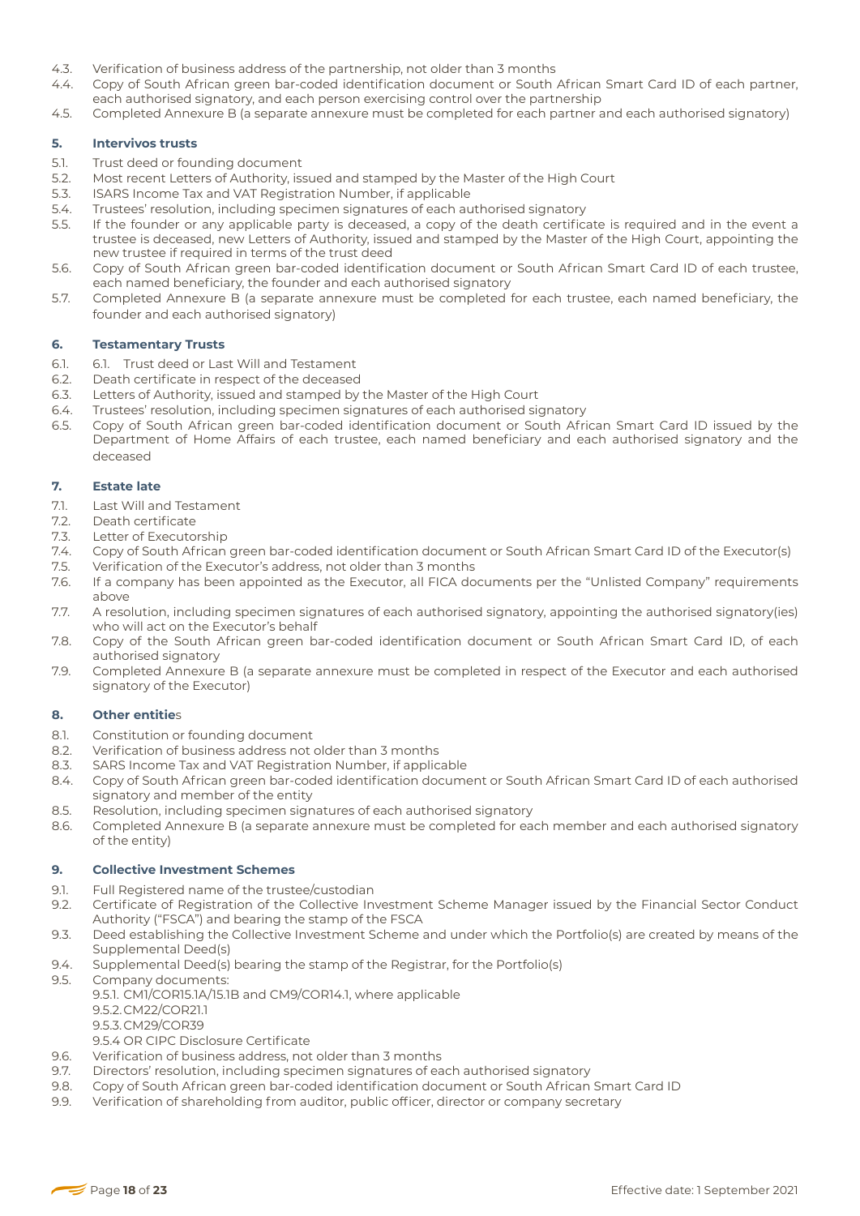4.3. Verification of business address of the partnership, not older than 3 months
4.4. Copy of South African green bar-coded identification document or South African Smart Card ID of each partner, each authorised signatory, and each person exercising control over the partnership
4.5. Completed Annexure B (a separate annexure must be completed for each partner and each authorised signatory)

### 5. Intervivos trusts

5.1. Trust deed or founding document
5.2. Most recent Letters of Authority, issued and stamped by the Master of the High Court
5.3. ISARS Income Tax and VAT Registration Number, if applicable
5.4. Trustees' resolution, including specimen signatures of each authorised signatory
5.5. If the founder or any applicable party is deceased, a copy of the death certificate is required and in the event a trustee is deceased, new Letters of Authority, issued and stamped by the Master of the High Court, appointing the new trustee if required in terms of the trust deed
5.6. Copy of South African green bar-coded identification document or South African Smart Card ID of each trustee, each named beneficiary, the founder and each authorised signatory
5.7. Completed Annexure B (a separate annexure must be completed for each trustee, each named beneficiary, the founder and each authorised signatory)

### 6. Testamentary Trusts

6.1. 6.1. Trust deed or Last Will and Testament
6.2. Death certificate in respect of the deceased
6.3. Letters of Authority, issued and stamped by the Master of the High Court
6.4. Trustees' resolution, including specimen signatures of each authorised signatory
6.5. Copy of South African green bar-coded identification document or South African Smart Card ID issued by the Department of Home Affairs of each trustee, each named beneficiary and each authorised signatory and the deceased

### 7. Estate late

7.1. Last Will and Testament
7.2. Death certificate
7.3. Letter of Executorship
7.4. Copy of South African green bar-coded identification document or South African Smart Card ID of the Executor(s)
7.5. Verification of the Executor's address, not older than 3 months
7.6. If a company has been appointed as the Executor, all FICA documents per the "Unlisted Company" requirements above
7.7. A resolution, including specimen signatures of each authorised signatory, appointing the authorised signatory(ies) who will act on the Executor's behalf
7.8. Copy of the South African green bar-coded identification document or South African Smart Card ID, of each authorised signatory
7.9. Completed Annexure B (a separate annexure must be completed in respect of the Executor and each authorised signatory of the Executor)

### 8. Other entities

8.1. Constitution or founding document
8.2. Verification of business address not older than 3 months
8.3. SARS Income Tax and VAT Registration Number, if applicable
8.4. Copy of South African green bar-coded identification document or South African Smart Card ID of each authorised signatory and member of the entity
8.5. Resolution, including specimen signatures of each authorised signatory
8.6. Completed Annexure B (a separate annexure must be completed for each member and each authorised signatory of the entity)

### 9. Collective Investment Schemes

9.1. Full Registered name of the trustee/custodian
9.2. Certificate of Registration of the Collective Investment Scheme Manager issued by the Financial Sector Conduct Authority ("FSCA") and bearing the stamp of the FSCA
9.3. Deed establishing the Collective Investment Scheme and under which the Portfolio(s) are created by means of the Supplemental Deed(s)
9.4. Supplemental Deed(s) bearing the stamp of the Registrar, for the Portfolio(s)
9.5. Company documents:
 9.5.1. CM1/COR15.1A/15.1B and CM9/COR14.1, where applicable
 9.5.2. CM22/COR21.1
 9.5.3. CM29/COR39
 9.5.4 OR CIPC Disclosure Certificate
9.6. Verification of business address, not older than 3 months
9.7. Directors' resolution, including specimen signatures of each authorised signatory
9.8. Copy of South African green bar-coded identification document or South African Smart Card ID
9.9. Verification of shareholding from auditor, public officer, director or company secretary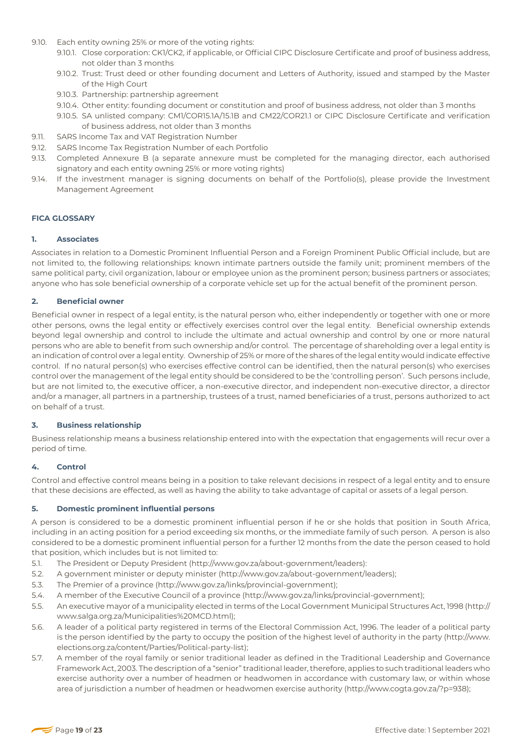9.10. Each entity owning 25% or more of the voting rights:

- 9.10.1. Close corporation: CK1/CK2, if applicable, or Official CIPC Disclosure Certificate and proof of business address, not older than 3 months
- 9.10.2. Trust: Trust deed or other founding document and Letters of Authority, issued and stamped by the Master of the High Court
- 9.10.3. Partnership: partnership agreement
- 9.10.4. Other entity: founding document or constitution and proof of business address, not older than 3 months
- 9.10.5. SA unlisted company: CM1/COR15.1A/15.1B and CM22/COR21.1 or CIPC Disclosure Certificate and verification of business address, not older than 3 months

9.11. SARS Income Tax and VAT Registration Number

9.12. SARS Income Tax Registration Number of each Portfolio

9.13. Completed Annexure B (a separate annexure must be completed for the managing director, each authorised signatory and each entity owning 25% or more voting rights)

9.14. If the investment manager is signing documents on behalf of the Portfolio(s), please provide the Investment Management Agreement

## FICA GLOSSARY

### 1. Associates

Associates in relation to a Domestic Prominent Influential Person and a Foreign Prominent Public Official include, but are not limited to, the following relationships: known intimate partners outside the family unit; prominent members of the same political party, civil organization, labour or employee union as the prominent person; business partners or associates; anyone who has sole beneficial ownership of a corporate vehicle set up for the actual benefit of the prominent person.

### 2. Beneficial owner

Beneficial owner in respect of a legal entity, is the natural person who, either independently or together with one or more other persons, owns the legal entity or effectively exercises control over the legal entity. Beneficial ownership extends beyond legal ownership and control to include the ultimate and actual ownership and control by one or more natural persons who are able to benefit from such ownership and/or control. The percentage of shareholding over a legal entity is an indication of control over a legal entity. Ownership of 25% or more of the shares of the legal entity would indicate effective control. If no natural person(s) who exercises effective control can be identified, then the natural person(s) who exercises control over the management of the legal entity should be considered to be the 'controlling person'. Such persons include, but are not limited to, the executive officer, a non-executive director, and independent non-executive director, a director and/or a manager, all partners in a partnership, trustees of a trust, named beneficiaries of a trust, persons authorized to act on behalf of a trust.

### 3. Business relationship

Business relationship means a business relationship entered into with the expectation that engagements will recur over a period of time.

### 4. Control

Control and effective control means being in a position to take relevant decisions in respect of a legal entity and to ensure that these decisions are effected, as well as having the ability to take advantage of capital or assets of a legal person.

### 5. Domestic prominent influential persons

A person is considered to be a domestic prominent influential person if he or she holds that position in South Africa, including in an acting position for a period exceeding six months, or the immediate family of such person. A person is also considered to be a domestic prominent influential person for a further 12 months from the date the person ceased to hold that position, which includes but is not limited to:

5.1. The President or Deputy President (http://www.gov.za/about-government/leaders):

5.2. A government minister or deputy minister (http://www.gov.za/about-government/leaders);

5.3. The Premier of a province (http://www.gov.za/links/provincial-government);

5.4. A member of the Executive Council of a province (http://www.gov.za/links/provincial-government);

5.5. An executive mayor of a municipality elected in terms of the Local Government Municipal Structures Act, 1998 (http://www.salga.org.za/Municipalities%20MCD.html);

5.6. A leader of a political party registered in terms of the Electoral Commission Act, 1996. The leader of a political party is the person identified by the party to occupy the position of the highest level of authority in the party (http://www.elections.org.za/content/Parties/Political-party-list);

5.7. A member of the royal family or senior traditional leader as defined in the Traditional Leadership and Governance Framework Act, 2003. The description of a "senior" traditional leader, therefore, applies to such traditional leaders who exercise authority over a number of headmen or headwomen in accordance with customary law, or within whose area of jurisdiction a number of headmen or headwomen exercise authority (http://www.cogta.gov.za/?p=938);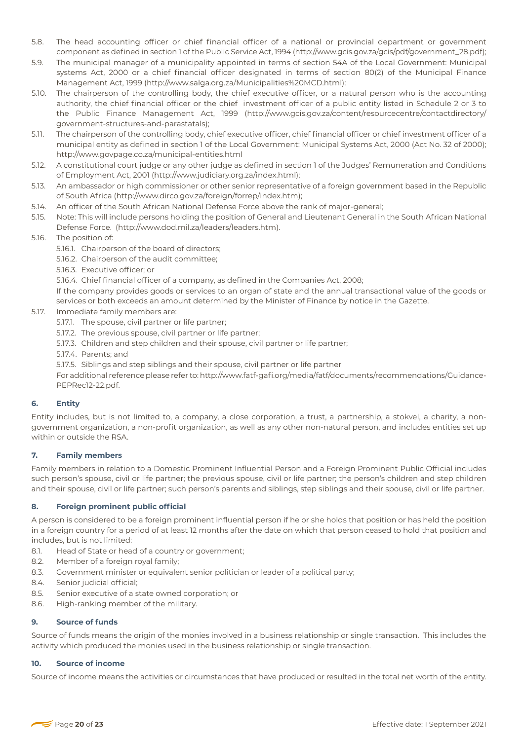5.8. The head accounting officer or chief financial officer of a national or provincial department or government component as defined in section 1 of the Public Service Act, 1994 (http://www.gcis.gov.za/gcis/pdf/government_28.pdf);

5.9. The municipal manager of a municipality appointed in terms of section 54A of the Local Government: Municipal systems Act, 2000 or a chief financial officer designated in terms of section 80(2) of the Municipal Finance Management Act, 1999 (http://www.salga.org.za/Municipalities%20MCD.html):

5.10. The chairperson of the controlling body, the chief executive officer, or a natural person who is the accounting authority, the chief financial officer or the chief investment officer of a public entity listed in Schedule 2 or 3 to the Public Finance Management Act, 1999 (http://www.gcis.gov.za/content/resourcecentre/contactdirectory/government-structures-and-parastatals);

5.11. The chairperson of the controlling body, chief executive officer, chief financial officer or chief investment officer of a municipal entity as defined in section 1 of the Local Government: Municipal Systems Act, 2000 (Act No. 32 of 2000); http://www.govpage.co.za/municipal-entities.html

5.12. A constitutional court judge or any other judge as defined in section 1 of the Judges' Remuneration and Conditions of Employment Act, 2001 (http://www.judiciary.org.za/index.html);

5.13. An ambassador or high commissioner or other senior representative of a foreign government based in the Republic of South Africa (http://www.dirco.gov.za/foreign/forrep/index.htm);

5.14. An officer of the South African National Defense Force above the rank of major-general;

5.15. Note: This will include persons holding the position of General and Lieutenant General in the South African National Defense Force. (http://www.dod.mil.za/leaders/leaders.htm).

5.16. The position of:

- 5.16.1. Chairperson of the board of directors;
- 5.16.2. Chairperson of the audit committee;
- 5.16.3. Executive officer; or
- 5.16.4. Chief financial officer of a company, as defined in the Companies Act, 2008;

If the company provides goods or services to an organ of state and the annual transactional value of the goods or services or both exceeds an amount determined by the Minister of Finance by notice in the Gazette.

5.17. Immediate family members are:

- 5.17.1. The spouse, civil partner or life partner;
- 5.17.2. The previous spouse, civil partner or life partner;
- 5.17.3. Children and step children and their spouse, civil partner or life partner;
- 5.17.4. Parents; and
- 5.17.5. Siblings and step siblings and their spouse, civil partner or life partner

For additional reference please refer to: http://www.fatf-gafi.org/media/fatf/documents/recommendations/Guidance-PEPRec12-22.pdf.

### 6. Entity

Entity includes, but is not limited to, a company, a close corporation, a trust, a partnership, a stokvel, a charity, a non-government organization, a non-profit organization, as well as any other non-natural person, and includes entities set up within or outside the RSA.

### 7. Family members

Family members in relation to a Domestic Prominent Influential Person and a Foreign Prominent Public Official includes such person's spouse, civil or life partner; the previous spouse, civil or life partner; the person's children and step children and their spouse, civil or life partner; such person's parents and siblings, step siblings and their spouse, civil or life partner.

### 8. Foreign prominent public official

A person is considered to be a foreign prominent influential person if he or she holds that position or has held the position in a foreign country for a period of at least 12 months after the date on which that person ceased to hold that position and includes, but is not limited:

8.1. Head of State or head of a country or government;

8.2. Member of a foreign royal family;

8.3. Government minister or equivalent senior politician or leader of a political party;

8.4. Senior judicial official;

8.5. Senior executive of a state owned corporation; or

8.6. High-ranking member of the military.

### 9. Source of funds

Source of funds means the origin of the monies involved in a business relationship or single transaction. This includes the activity which produced the monies used in the business relationship or single transaction.

### 10. Source of income

Source of income means the activities or circumstances that have produced or resulted in the total net worth of the entity.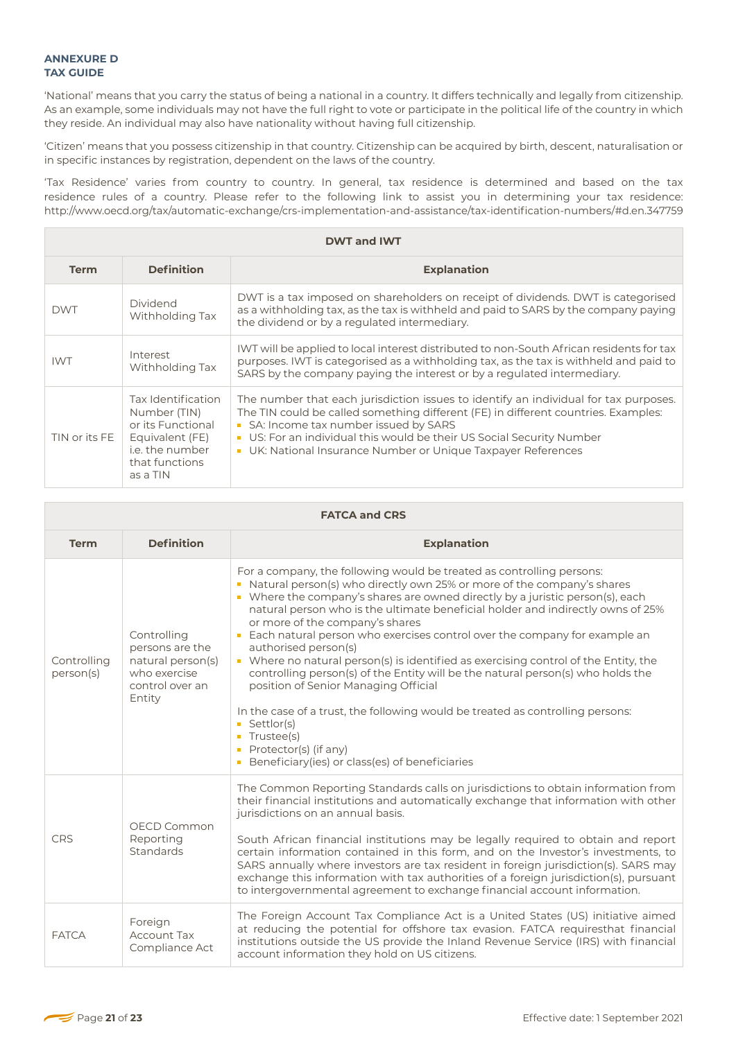**ANNEXURE D**
**TAX GUIDE**

'National' means that you carry the status of being a national in a country. It differs technically and legally from citizenship. As an example, some individuals may not have the full right to vote or participate in the political life of the country in which they reside. An individual may also have nationality without having full citizenship.

'Citizen' means that you possess citizenship in that country. Citizenship can be acquired by birth, descent, naturalisation or in specific instances by registration, dependent on the laws of the country.

'Tax Residence' varies from country to country. In general, tax residence is determined and based on the tax residence rules of a country. Please refer to the following link to assist you in determining your tax residence: http://www.oecd.org/tax/automatic-exchange/crs-implementation-and-assistance/tax-identification-numbers/#d.en.347759

| DWT and IWT | | |
|---|---|---|
| **Term** | **Definition** | **Explanation** |
| DWT | Dividend Withholding Tax | DWT is a tax imposed on shareholders on receipt of dividends. DWT is categorised as a withholding tax, as the tax is withheld and paid to SARS by the company paying the dividend or by a regulated intermediary. |
| IWT | Interest Withholding Tax | IWT will be applied to local interest distributed to non-South African residents for tax purposes. IWT is categorised as a withholding tax, as the tax is withheld and paid to SARS by the company paying the interest or by a regulated intermediary. |
| TIN or its FE | Tax Identification Number (TIN) or its Functional Equivalent (FE) i.e. the number that functions as a TIN | The number that each jurisdiction issues to identify an individual for tax purposes. The TIN could be called something different (FE) in different countries. Examples:<br>▪ SA: Income tax number issued by SARS<br>▪ US: For an individual this would be their US Social Security Number<br>▪ UK: National Insurance Number or Unique Taxpayer References |

| FATCA and CRS | | |
|---|---|---|
| **Term** | **Definition** | **Explanation** |
| Controlling person(s) | Controlling persons are the natural person(s) who exercise control over an Entity | For a company, the following would be treated as controlling persons:<br>▪ Natural person(s) who directly own 25% or more of the company's shares<br>▪ Where the company's shares are owned directly by a juristic person(s), each natural person who is the ultimate beneficial holder and indirectly owns of 25% or more of the company's shares<br>▪ Each natural person who exercises control over the company for example an authorised person(s)<br>▪ Where no natural person(s) is identified as exercising control of the Entity, the controlling person(s) of the Entity will be the natural person(s) who holds the position of Senior Managing Official<br><br>In the case of a trust, the following would be treated as controlling persons:<br>▪ Settlor(s)<br>▪ Trustee(s)<br>▪ Protector(s) (if any)<br>▪ Beneficiary(ies) or class(es) of beneficiaries |
| CRS | OECD Common Reporting Standards | The Common Reporting Standards calls on jurisdictions to obtain information from their financial institutions and automatically exchange that information with other jurisdictions on an annual basis.<br><br>South African financial institutions may be legally required to obtain and report certain information contained in this form, and on the Investor's investments, to SARS annually where investors are tax resident in foreign jurisdiction(s). SARS may exchange this information with tax authorities of a foreign jurisdiction(s), pursuant to intergovernmental agreement to exchange financial account information. |
| FATCA | Foreign Account Tax Compliance Act | The Foreign Account Tax Compliance Act is a United States (US) initiative aimed at reducing the potential for offshore tax evasion. FATCA requiresthat financial institutions outside the US provide the Inland Revenue Service (IRS) with financial account information they hold on US citizens. |

Effective date: 1 September 2021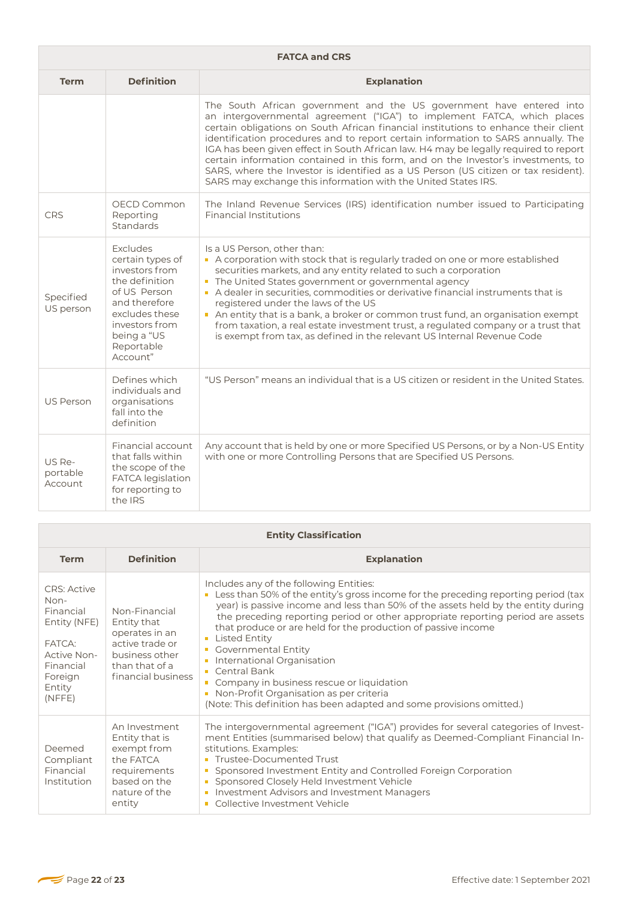| FATCA and CRS | | |
|---|---|---|
| **Term** | **Definition** | **Explanation** |
| | | The South African government and the US government have entered into an intergovernmental agreement ("IGA") to implement FATCA, which places certain obligations on South African financial institutions to enhance their client identification procedures and to report certain information to SARS annually. The IGA has been given effect in South African law. H4 may be legally required to report certain information contained in this form, and on the Investor's investments, to SARS, where the Investor is identified as a US Person (US citizen or tax resident). SARS may exchange this information with the United States IRS. |
| CRS | OECD Common Reporting Standards | The Inland Revenue Services (IRS) identification number issued to Participating Financial Institutions |
| Specified US person | Excludes certain types of investors from the definition of US Person and therefore excludes these investors from being a "US Reportable Account" | Is a US Person, other than:<br>▪ A corporation with stock that is regularly traded on one or more established securities markets, and any entity related to such a corporation<br>▪ The United States government or governmental agency<br>▪ A dealer in securities, commodities or derivative financial instruments that is registered under the laws of the US<br>▪ An entity that is a bank, a broker or common trust fund, an organisation exempt from taxation, a real estate investment trust, a regulated company or a trust that is exempt from tax, as defined in the relevant US Internal Revenue Code |
| US Person | Defines which individuals and organisations fall into the definition | "US Person" means an individual that is a US citizen or resident in the United States. |
| US Reportable Account | Financial account that falls within the scope of the FATCA legislation for reporting to the IRS | Any account that is held by one or more Specified US Persons, or by a Non-US Entity with one or more Controlling Persons that are Specified US Persons. |

| Entity Classification | | |
|---|---|---|
| **Term** | **Definition** | **Explanation** |
| CRS: Active Non-Financial Entity (NFE)<br><br>FATCA: Active Non-Financial Foreign Entity (NFFE) | Non-Financial Entity that operates in an active trade or business other than that of a financial business | Includes any of the following Entities:<br>▪ Less than 50% of the entity's gross income for the preceding reporting period (tax year) is passive income and less than 50% of the assets held by the entity during the preceding reporting period or other appropriate reporting period are assets that produce or are held for the production of passive income<br>▪ Listed Entity<br>▪ Governmental Entity<br>▪ International Organisation<br>▪ Central Bank<br>▪ Company in business rescue or liquidation<br>▪ Non-Profit Organisation as per criteria<br>(Note: This definition has been adapted and some provisions omitted.) |
| Deemed Compliant Financial Institution | An Investment Entity that is exempt from the FATCA requirements based on the nature of the entity | The intergovernmental agreement ("IGA") provides for several categories of Investment Entities (summarised below) that qualify as Deemed-Compliant Financial Institutions. Examples:<br>▪ Trustee-Documented Trust<br>▪ Sponsored Investment Entity and Controlled Foreign Corporation<br>▪ Sponsored Closely Held Investment Vehicle<br>▪ Investment Advisors and Investment Managers<br>▪ Collective Investment Vehicle |

Effective date: 1 September 2021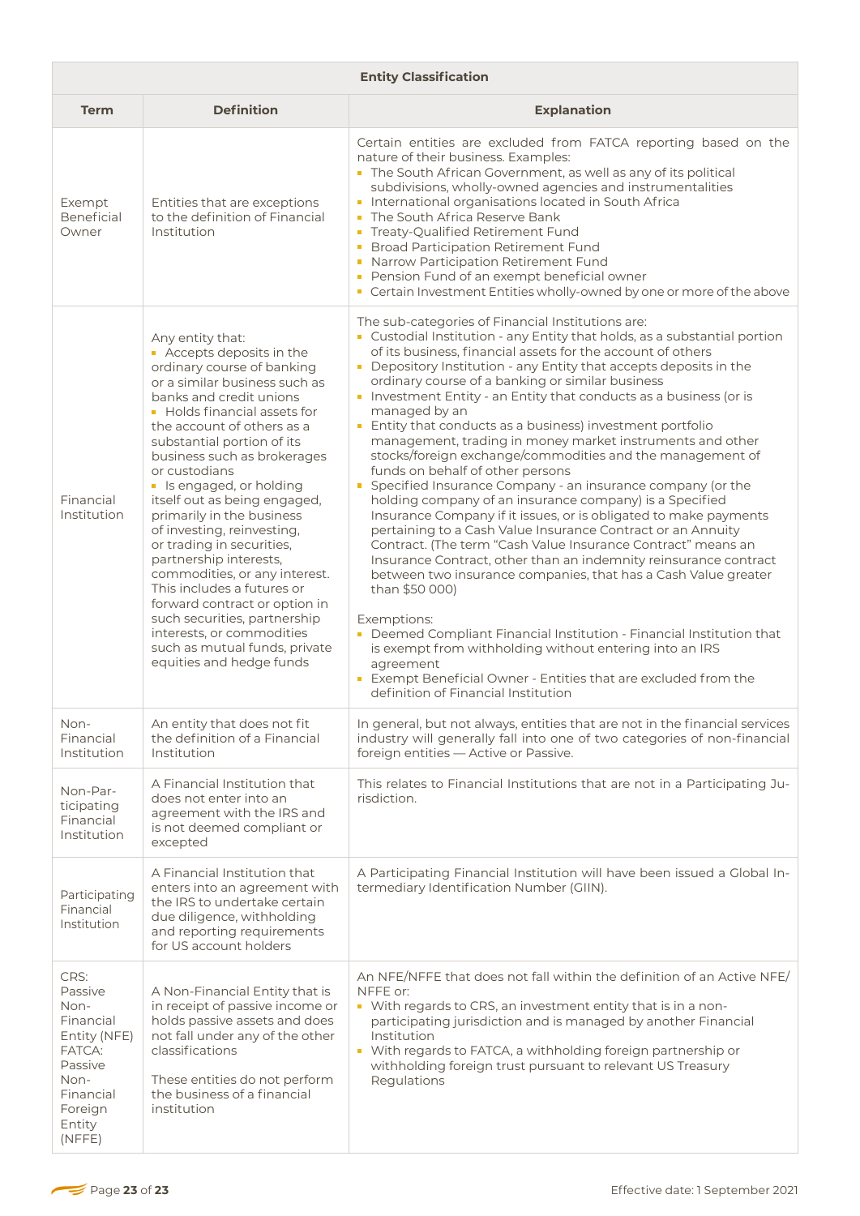| Entity Classification | | |
|---|---|---|
| **Term** | **Definition** | **Explanation** |
| Exempt Beneficial Owner | Entities that are exceptions to the definition of Financial Institution | Certain entities are excluded from FATCA reporting based on the nature of their business. Examples:<br>• The South African Government, as well as any of its political subdivisions, wholly-owned agencies and instrumentalities<br>• International organisations located in South Africa<br>• The South Africa Reserve Bank<br>• Treaty-Qualified Retirement Fund<br>• Broad Participation Retirement Fund<br>• Narrow Participation Retirement Fund<br>• Pension Fund of an exempt beneficial owner<br>• Certain Investment Entities wholly-owned by one or more of the above |
| Financial Institution | Any entity that:<br>• Accepts deposits in the ordinary course of banking or a similar business such as banks and credit unions<br>• Holds financial assets for the account of others as a substantial portion of its business such as brokerages or custodians<br>• Is engaged, or holding itself out as being engaged, primarily in the business of investing, reinvesting, or trading in securities, partnership interests, commodities, or any interest. This includes a futures or forward contract or option in such securities, partnership interests, or commodities such as mutual funds, private equities and hedge funds | The sub-categories of Financial Institutions are:<br>• Custodial Institution - any Entity that holds, as a substantial portion of its business, financial assets for the account of others<br>• Depository Institution - any Entity that accepts deposits in the ordinary course of a banking or similar business<br>• Investment Entity - an Entity that conducts as a business (or is managed by an<br>• Entity that conducts as a business) investment portfolio management, trading in money market instruments and other stocks/foreign exchange/commodities and the management of funds on behalf of other persons<br>• Specified Insurance Company - an insurance company (or the holding company of an insurance company) is a Specified Insurance Company if it issues, or is obligated to make payments pertaining to a Cash Value Insurance Contract or an Annuity Contract. (The term "Cash Value Insurance Contract" means an Insurance Contract, other than an indemnity reinsurance contract between two insurance companies, that has a Cash Value greater than $50 000)<br><br>Exemptions:<br>• Deemed Compliant Financial Institution - Financial Institution that is exempt from withholding without entering into an IRS agreement<br>• Exempt Beneficial Owner - Entities that are excluded from the definition of Financial Institution |
| Non-Financial Institution | An entity that does not fit the definition of a Financial Institution | In general, but not always, entities that are not in the financial services industry will generally fall into one of two categories of non-financial foreign entities — Active or Passive. |
| Non-Participating Financial Institution | A Financial Institution that does not enter into an agreement with the IRS and is not deemed compliant or excepted | This relates to Financial Institutions that are not in a Participating Jurisdiction. |
| Participating Financial Institution | A Financial Institution that enters into an agreement with the IRS to undertake certain due diligence, withholding and reporting requirements for US account holders | A Participating Financial Institution will have been issued a Global Intermediary Identification Number (GIIN). |
| CRS: Passive Non-Financial Entity (NFE) FATCA: Passive Non-Financial Foreign Entity (NFFE) | A Non-Financial Entity that is in receipt of passive income or holds passive assets and does not fall under any of the other classifications<br><br>These entities do not perform the business of a financial institution | An NFE/NFFE that does not fall within the definition of an Active NFE/NFFE or:<br>• With regards to CRS, an investment entity that is in a non-participating jurisdiction and is managed by another Financial Institution<br>• With regards to FATCA, a withholding foreign partnership or withholding foreign trust pursuant to relevant US Treasury Regulations |

Effective date: 1 September 2021